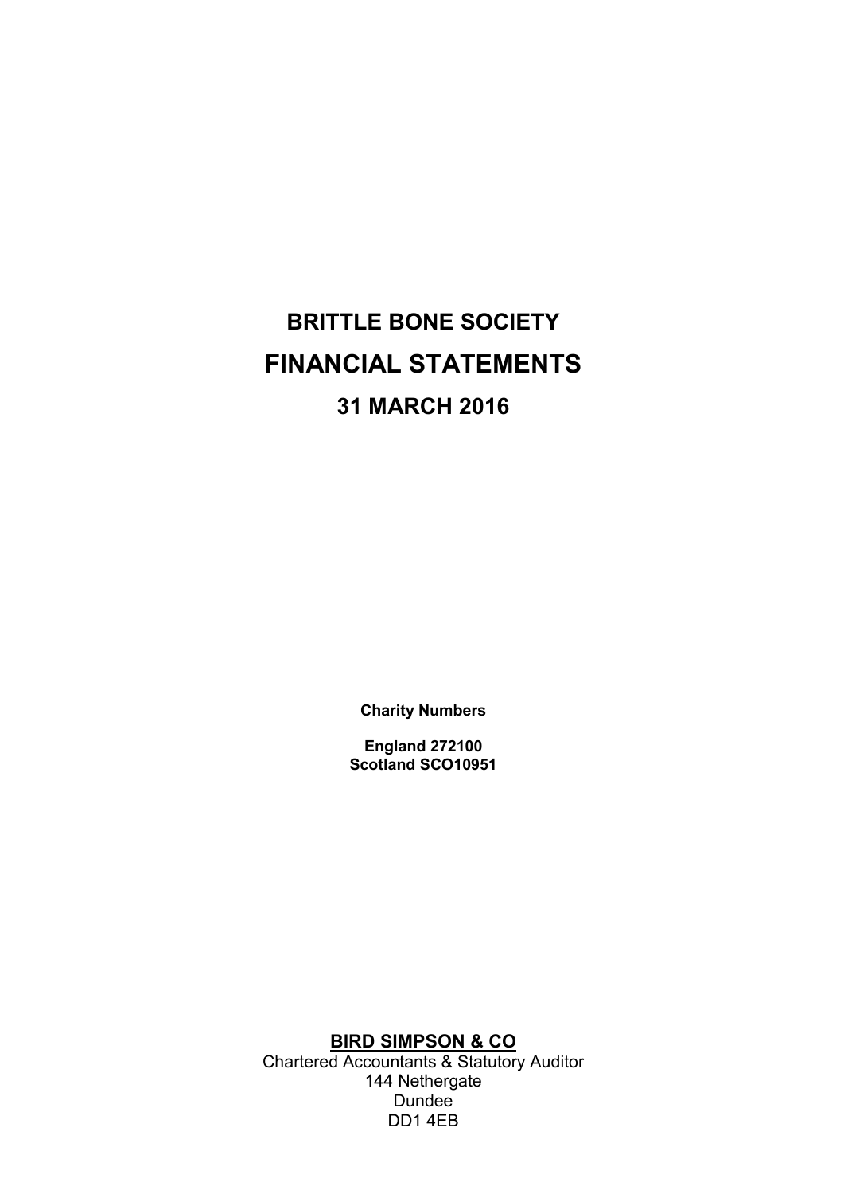# BRITTLE BONE SOCIETY

# FINANCIAL STATEMENTS

## 31 MARCH 2016

**Charity Numbers**

**England 272100**
**Scotland SCO10951**

**BIRD SIMPSON & CO**

Chartered Accountants & Statutory Auditor
144 Nethergate
Dundee
DD1 4EB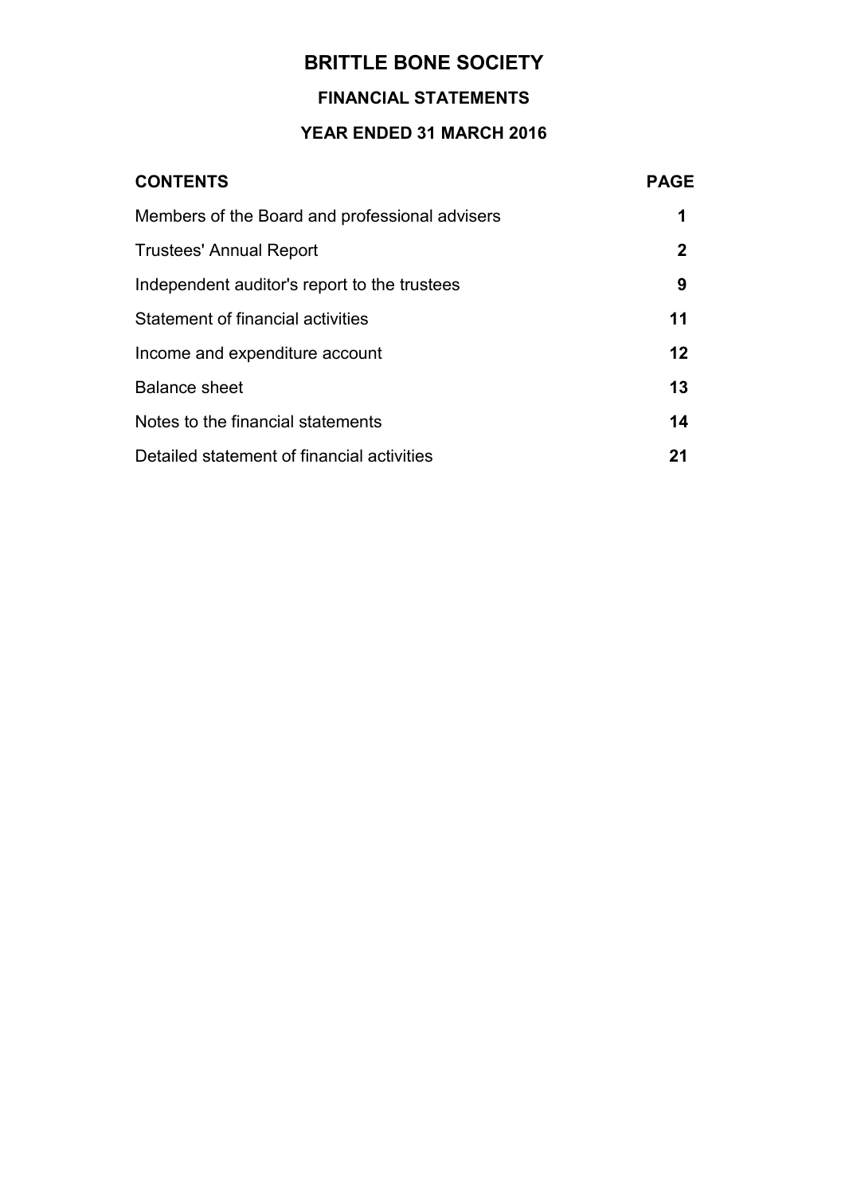# BRITTLE BONE SOCIETY

## FINANCIAL STATEMENTS

## YEAR ENDED 31 MARCH 2016

| CONTENTS | PAGE |
|---|---|
| Members of the Board and professional advisers | **1** |
| Trustees' Annual Report | **2** |
| Independent auditor's report to the trustees | **9** |
| Statement of financial activities | **11** |
| Income and expenditure account | **12** |
| Balance sheet | **13** |
| Notes to the financial statements | **14** |
| Detailed statement of financial activities | **21** |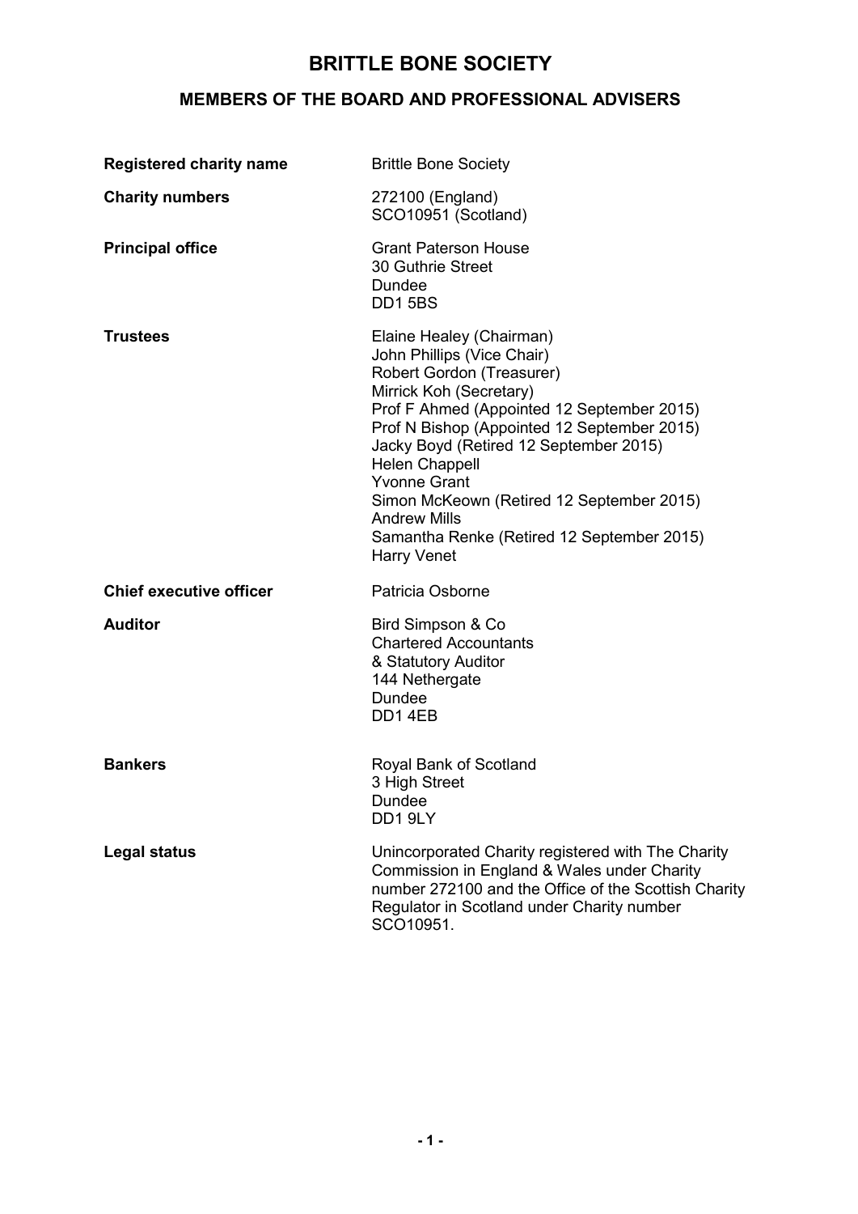# BRITTLE BONE SOCIETY

## MEMBERS OF THE BOARD AND PROFESSIONAL ADVISERS

| | |
|---|---|
| **Registered charity name** | Brittle Bone Society |
| **Charity numbers** | 272100 (England)<br>SCO10951 (Scotland) |
| **Principal office** | Grant Paterson House<br>30 Guthrie Street<br>Dundee<br>DD1 5BS |
| **Trustees** | Elaine Healey (Chairman)<br>John Phillips (Vice Chair)<br>Robert Gordon (Treasurer)<br>Mirrick Koh (Secretary)<br>Prof F Ahmed (Appointed 12 September 2015)<br>Prof N Bishop (Appointed 12 September 2015)<br>Jacky Boyd (Retired 12 September 2015)<br>Helen Chappell<br>Yvonne Grant<br>Simon McKeown (Retired 12 September 2015)<br>Andrew Mills<br>Samantha Renke (Retired 12 September 2015)<br>Harry Venet |
| **Chief executive officer** | Patricia Osborne |
| **Auditor** | Bird Simpson & Co<br>Chartered Accountants<br>& Statutory Auditor<br>144 Nethergate<br>Dundee<br>DD1 4EB |
| **Bankers** | Royal Bank of Scotland<br>3 High Street<br>Dundee<br>DD1 9LY |
| **Legal status** | Unincorporated Charity registered with The Charity Commission in England & Wales under Charity number 272100 and the Office of the Scottish Charity Regulator in Scotland under Charity number SCO10951. |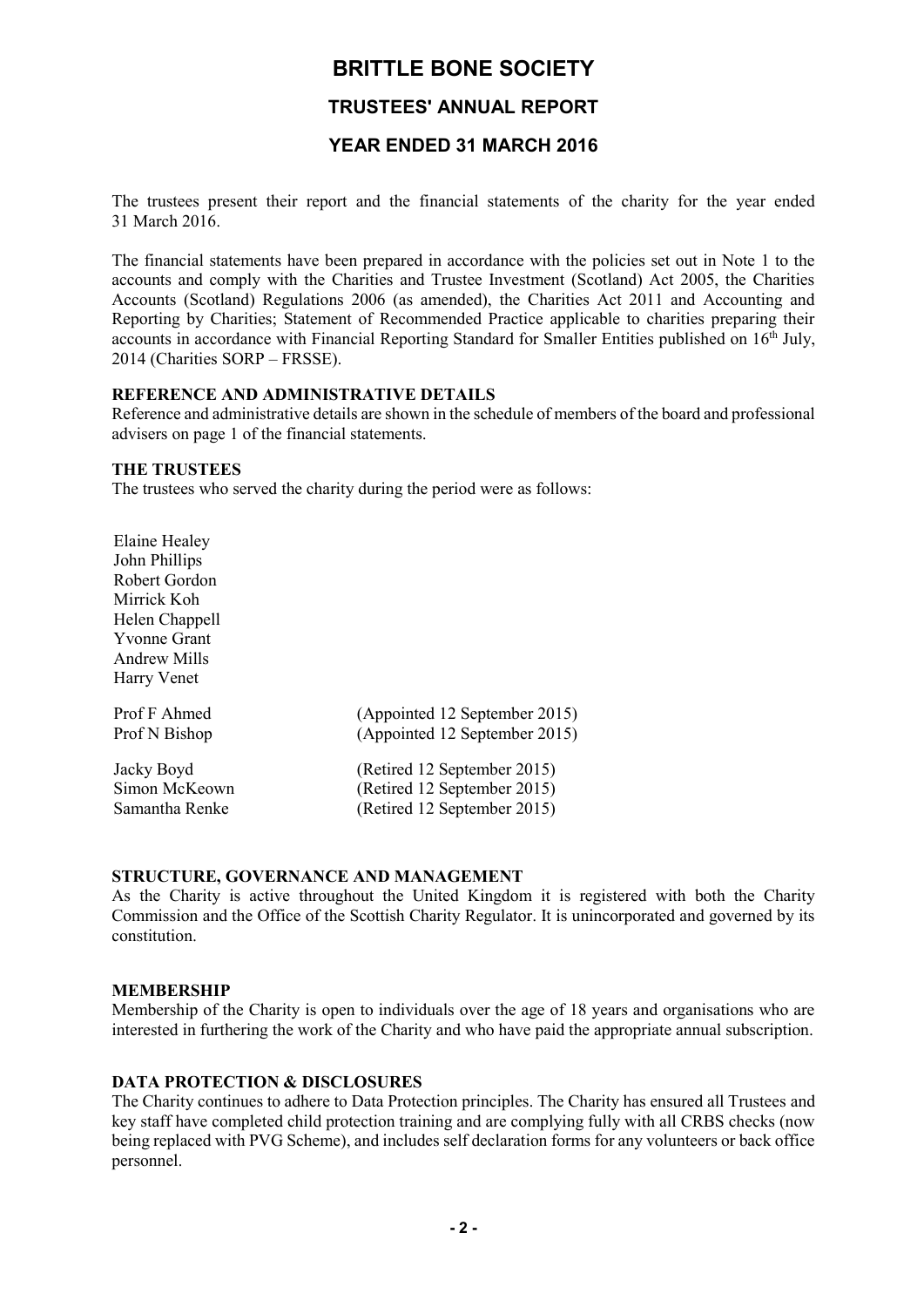# BRITTLE BONE SOCIETY

## TRUSTEES' ANNUAL REPORT

## YEAR ENDED 31 MARCH 2016

The trustees present their report and the financial statements of the charity for the year ended 31 March 2016.

The financial statements have been prepared in accordance with the policies set out in Note 1 to the accounts and comply with the Charities and Trustee Investment (Scotland) Act 2005, the Charities Accounts (Scotland) Regulations 2006 (as amended), the Charities Act 2011 and Accounting and Reporting by Charities; Statement of Recommended Practice applicable to charities preparing their accounts in accordance with Financial Reporting Standard for Smaller Entities published on 16th July, 2014 (Charities SORP – FRSSE).

**REFERENCE AND ADMINISTRATIVE DETAILS**

Reference and administrative details are shown in the schedule of members of the board and professional advisers on page 1 of the financial statements.

**THE TRUSTEES**

The trustees who served the charity during the period were as follows:

| | |
|---|---|
| Elaine Healey | |
| John Phillips | |
| Robert Gordon | |
| Mirrick Koh | |
| Helen Chappell | |
| Yvonne Grant | |
| Andrew Mills | |
| Harry Venet | |
| Prof F Ahmed | (Appointed 12 September 2015) |
| Prof N Bishop | (Appointed 12 September 2015) |
| Jacky Boyd | (Retired 12 September 2015) |
| Simon McKeown | (Retired 12 September 2015) |
| Samantha Renke | (Retired 12 September 2015) |

**STRUCTURE, GOVERNANCE AND MANAGEMENT**

As the Charity is active throughout the United Kingdom it is registered with both the Charity Commission and the Office of the Scottish Charity Regulator. It is unincorporated and governed by its constitution.

**MEMBERSHIP**

Membership of the Charity is open to individuals over the age of 18 years and organisations who are interested in furthering the work of the Charity and who have paid the appropriate annual subscription.

**DATA PROTECTION & DISCLOSURES**

The Charity continues to adhere to Data Protection principles. The Charity has ensured all Trustees and key staff have completed child protection training and are complying fully with all CRBS checks (now being replaced with PVG Scheme), and includes self declaration forms for any volunteers or back office personnel.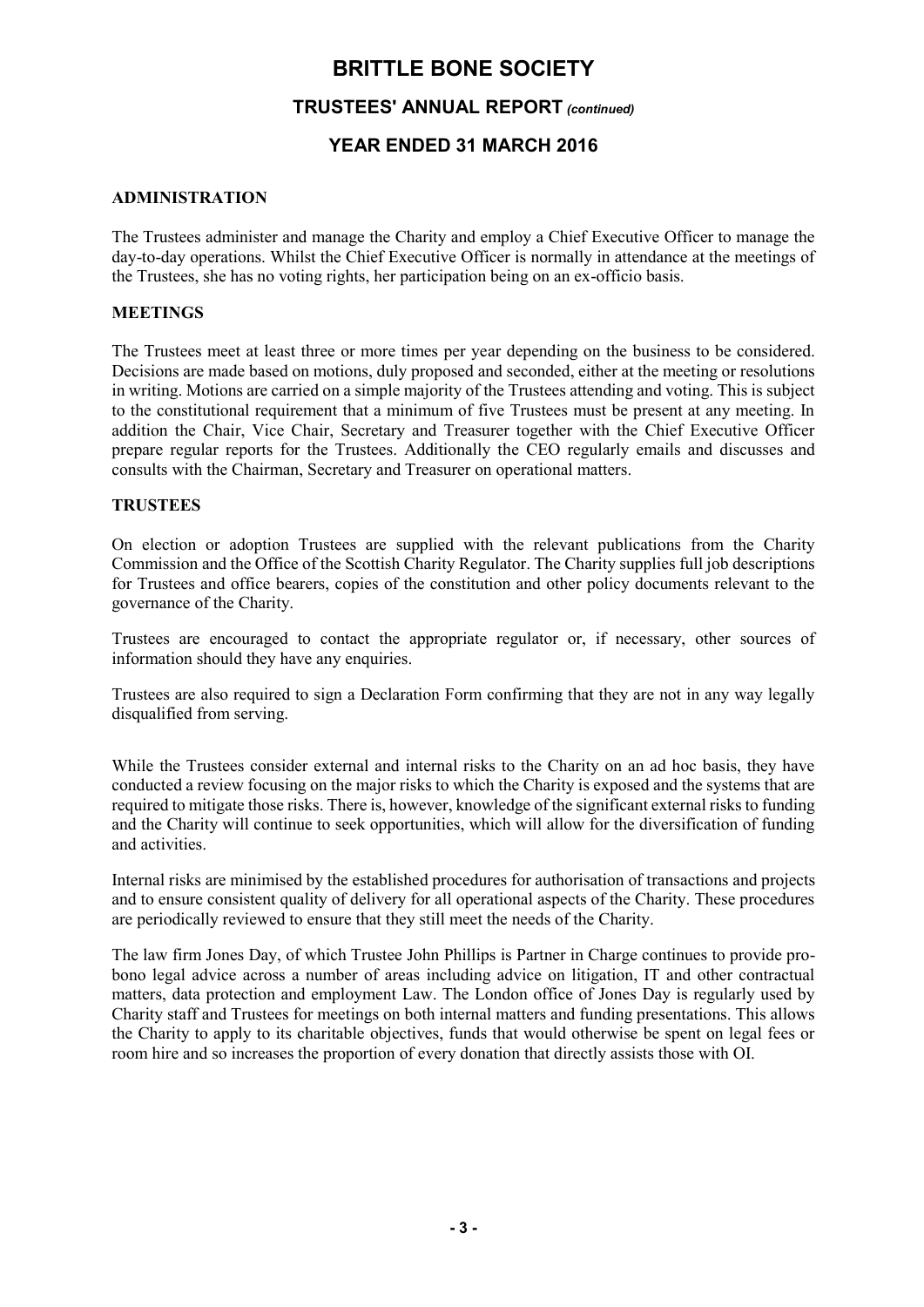## ADMINISTRATION

The Trustees administer and manage the Charity and employ a Chief Executive Officer to manage the day-to-day operations. Whilst the Chief Executive Officer is normally in attendance at the meetings of the Trustees, she has no voting rights, her participation being on an ex-officio basis.

## MEETINGS

The Trustees meet at least three or more times per year depending on the business to be considered. Decisions are made based on motions, duly proposed and seconded, either at the meeting or resolutions in writing. Motions are carried on a simple majority of the Trustees attending and voting. This is subject to the constitutional requirement that a minimum of five Trustees must be present at any meeting. In addition the Chair, Vice Chair, Secretary and Treasurer together with the Chief Executive Officer prepare regular reports for the Trustees. Additionally the CEO regularly emails and discusses and consults with the Chairman, Secretary and Treasurer on operational matters.

## TRUSTEES

On election or adoption Trustees are supplied with the relevant publications from the Charity Commission and the Office of the Scottish Charity Regulator. The Charity supplies full job descriptions for Trustees and office bearers, copies of the constitution and other policy documents relevant to the governance of the Charity.

Trustees are encouraged to contact the appropriate regulator or, if necessary, other sources of information should they have any enquiries.

Trustees are also required to sign a Declaration Form confirming that they are not in any way legally disqualified from serving.

While the Trustees consider external and internal risks to the Charity on an ad hoc basis, they have conducted a review focusing on the major risks to which the Charity is exposed and the systems that are required to mitigate those risks. There is, however, knowledge of the significant external risks to funding and the Charity will continue to seek opportunities, which will allow for the diversification of funding and activities.

Internal risks are minimised by the established procedures for authorisation of transactions and projects and to ensure consistent quality of delivery for all operational aspects of the Charity. These procedures are periodically reviewed to ensure that they still meet the needs of the Charity.

The law firm Jones Day, of which Trustee John Phillips is Partner in Charge continues to provide pro-bono legal advice across a number of areas including advice on litigation, IT and other contractual matters, data protection and employment Law. The London office of Jones Day is regularly used by Charity staff and Trustees for meetings on both internal matters and funding presentations. This allows the Charity to apply to its charitable objectives, funds that would otherwise be spent on legal fees or room hire and so increases the proportion of every donation that directly assists those with OI.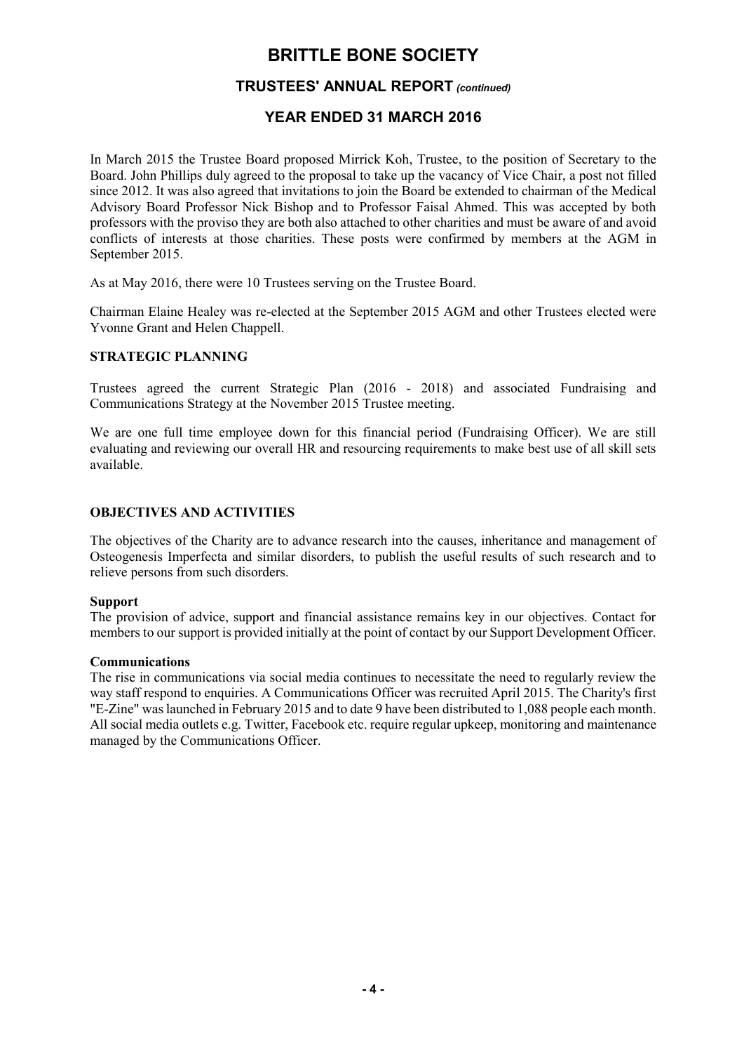In March 2015 the Trustee Board proposed Mirrick Koh, Trustee, to the position of Secretary to the Board. John Phillips duly agreed to the proposal to take up the vacancy of Vice Chair, a post not filled since 2012. It was also agreed that invitations to join the Board be extended to chairman of the Medical Advisory Board Professor Nick Bishop and to Professor Faisal Ahmed. This was accepted by both professors with the proviso they are both also attached to other charities and must be aware of and avoid conflicts of interests at those charities. These posts were confirmed by members at the AGM in September 2015.

As at May 2016, there were 10 Trustees serving on the Trustee Board.

Chairman Elaine Healey was re-elected at the September 2015 AGM and other Trustees elected were Yvonne Grant and Helen Chappell.

## STRATEGIC PLANNING

Trustees agreed the current Strategic Plan (2016 - 2018) and associated Fundraising and Communications Strategy at the November 2015 Trustee meeting.

We are one full time employee down for this financial period (Fundraising Officer). We are still evaluating and reviewing our overall HR and resourcing requirements to make best use of all skill sets available.

## OBJECTIVES AND ACTIVITIES

The objectives of the Charity are to advance research into the causes, inheritance and management of Osteogenesis Imperfecta and similar disorders, to publish the useful results of such research and to relieve persons from such disorders.

### Support

The provision of advice, support and financial assistance remains key in our objectives. Contact for members to our support is provided initially at the point of contact by our Support Development Officer.

### Communications

The rise in communications via social media continues to necessitate the need to regularly review the way staff respond to enquiries. A Communications Officer was recruited April 2015. The Charity's first "E-Zine" was launched in February 2015 and to date 9 have been distributed to 1,088 people each month. All social media outlets e.g. Twitter, Facebook etc. require regular upkeep, monitoring and maintenance managed by the Communications Officer.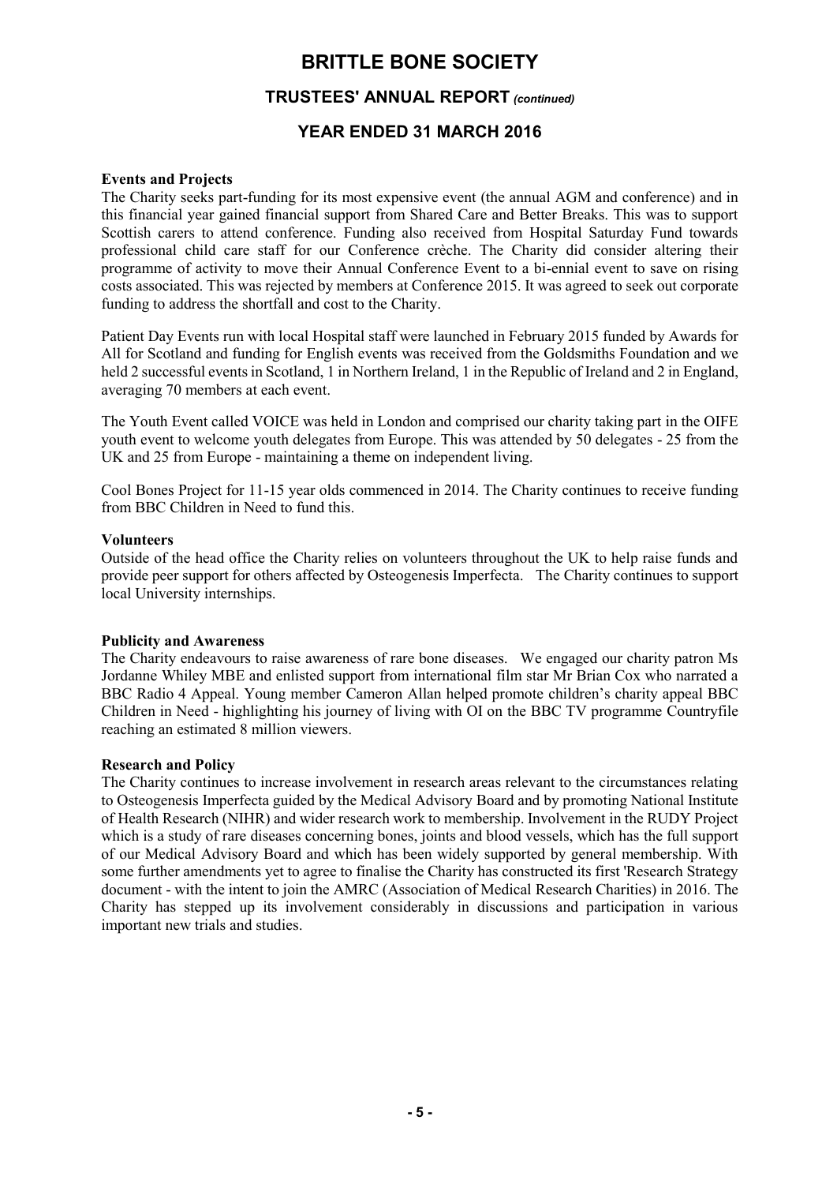# BRITTLE BONE SOCIETY

## TRUSTEES' ANNUAL REPORT *(continued)*

## YEAR ENDED 31 MARCH 2016

**Events and Projects**
The Charity seeks part-funding for its most expensive event (the annual AGM and conference) and in this financial year gained financial support from Shared Care and Better Breaks. This was to support Scottish carers to attend conference. Funding also received from Hospital Saturday Fund towards professional child care staff for our Conference crèche. The Charity did consider altering their programme of activity to move their Annual Conference Event to a bi-ennial event to save on rising costs associated. This was rejected by members at Conference 2015. It was agreed to seek out corporate funding to address the shortfall and cost to the Charity.

Patient Day Events run with local Hospital staff were launched in February 2015 funded by Awards for All for Scotland and funding for English events was received from the Goldsmiths Foundation and we held 2 successful events in Scotland, 1 in Northern Ireland, 1 in the Republic of Ireland and 2 in England, averaging 70 members at each event.

The Youth Event called VOICE was held in London and comprised our charity taking part in the OIFE youth event to welcome youth delegates from Europe. This was attended by 50 delegates - 25 from the UK and 25 from Europe - maintaining a theme on independent living.

Cool Bones Project for 11-15 year olds commenced in 2014. The Charity continues to receive funding from BBC Children in Need to fund this.

**Volunteers**
Outside of the head office the Charity relies on volunteers throughout the UK to help raise funds and provide peer support for others affected by Osteogenesis Imperfecta. The Charity continues to support local University internships.

**Publicity and Awareness**
The Charity endeavours to raise awareness of rare bone diseases. We engaged our charity patron Ms Jordanne Whiley MBE and enlisted support from international film star Mr Brian Cox who narrated a BBC Radio 4 Appeal. Young member Cameron Allan helped promote children's charity appeal BBC Children in Need - highlighting his journey of living with OI on the BBC TV programme Countryfile reaching an estimated 8 million viewers.

**Research and Policy**
The Charity continues to increase involvement in research areas relevant to the circumstances relating to Osteogenesis Imperfecta guided by the Medical Advisory Board and by promoting National Institute of Health Research (NIHR) and wider research work to membership. Involvement in the RUDY Project which is a study of rare diseases concerning bones, joints and blood vessels, which has the full support of our Medical Advisory Board and which has been widely supported by general membership. With some further amendments yet to agree to finalise the Charity has constructed its first 'Research Strategy document - with the intent to join the AMRC (Association of Medical Research Charities) in 2016. The Charity has stepped up its involvement considerably in discussions and participation in various important new trials and studies.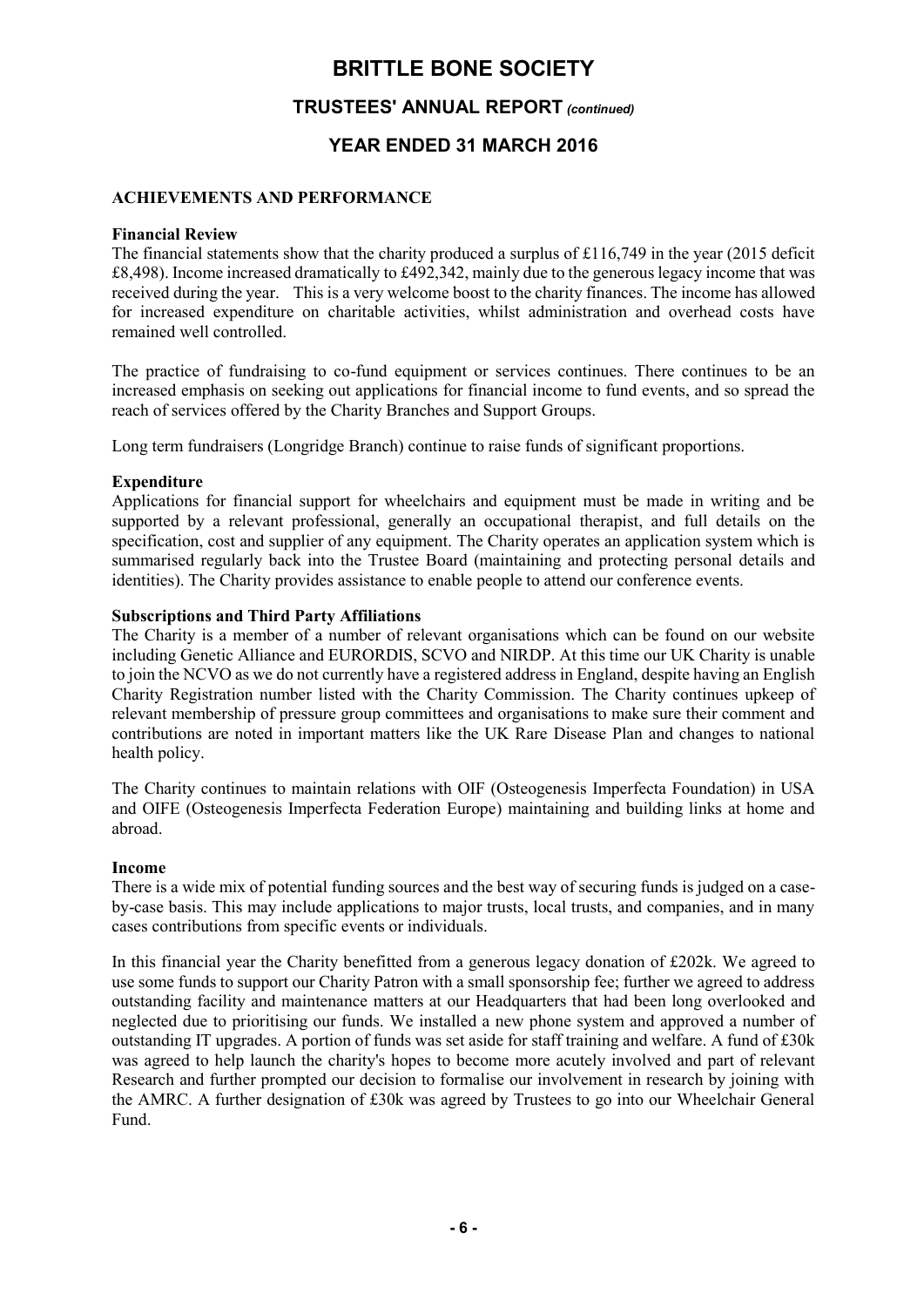## ACHIEVEMENTS AND PERFORMANCE

### Financial Review

The financial statements show that the charity produced a surplus of £116,749 in the year (2015 deficit £8,498). Income increased dramatically to £492,342, mainly due to the generous legacy income that was received during the year. This is a very welcome boost to the charity finances. The income has allowed for increased expenditure on charitable activities, whilst administration and overhead costs have remained well controlled.

The practice of fundraising to co-fund equipment or services continues. There continues to be an increased emphasis on seeking out applications for financial income to fund events, and so spread the reach of services offered by the Charity Branches and Support Groups.

Long term fundraisers (Longridge Branch) continue to raise funds of significant proportions.

### Expenditure

Applications for financial support for wheelchairs and equipment must be made in writing and be supported by a relevant professional, generally an occupational therapist, and full details on the specification, cost and supplier of any equipment. The Charity operates an application system which is summarised regularly back into the Trustee Board (maintaining and protecting personal details and identities). The Charity provides assistance to enable people to attend our conference events.

### Subscriptions and Third Party Affiliations

The Charity is a member of a number of relevant organisations which can be found on our website including Genetic Alliance and EURORDIS, SCVO and NIRDP. At this time our UK Charity is unable to join the NCVO as we do not currently have a registered address in England, despite having an English Charity Registration number listed with the Charity Commission. The Charity continues upkeep of relevant membership of pressure group committees and organisations to make sure their comment and contributions are noted in important matters like the UK Rare Disease Plan and changes to national health policy.

The Charity continues to maintain relations with OIF (Osteogenesis Imperfecta Foundation) in USA and OIFE (Osteogenesis Imperfecta Federation Europe) maintaining and building links at home and abroad.

### Income

There is a wide mix of potential funding sources and the best way of securing funds is judged on a case-by-case basis. This may include applications to major trusts, local trusts, and companies, and in many cases contributions from specific events or individuals.

In this financial year the Charity benefitted from a generous legacy donation of £202k. We agreed to use some funds to support our Charity Patron with a small sponsorship fee; further we agreed to address outstanding facility and maintenance matters at our Headquarters that had been long overlooked and neglected due to prioritising our funds. We installed a new phone system and approved a number of outstanding IT upgrades. A portion of funds was set aside for staff training and welfare. A fund of £30k was agreed to help launch the charity's hopes to become more acutely involved and part of relevant Research and further prompted our decision to formalise our involvement in research by joining with the AMRC. A further designation of £30k was agreed by Trustees to go into our Wheelchair General Fund.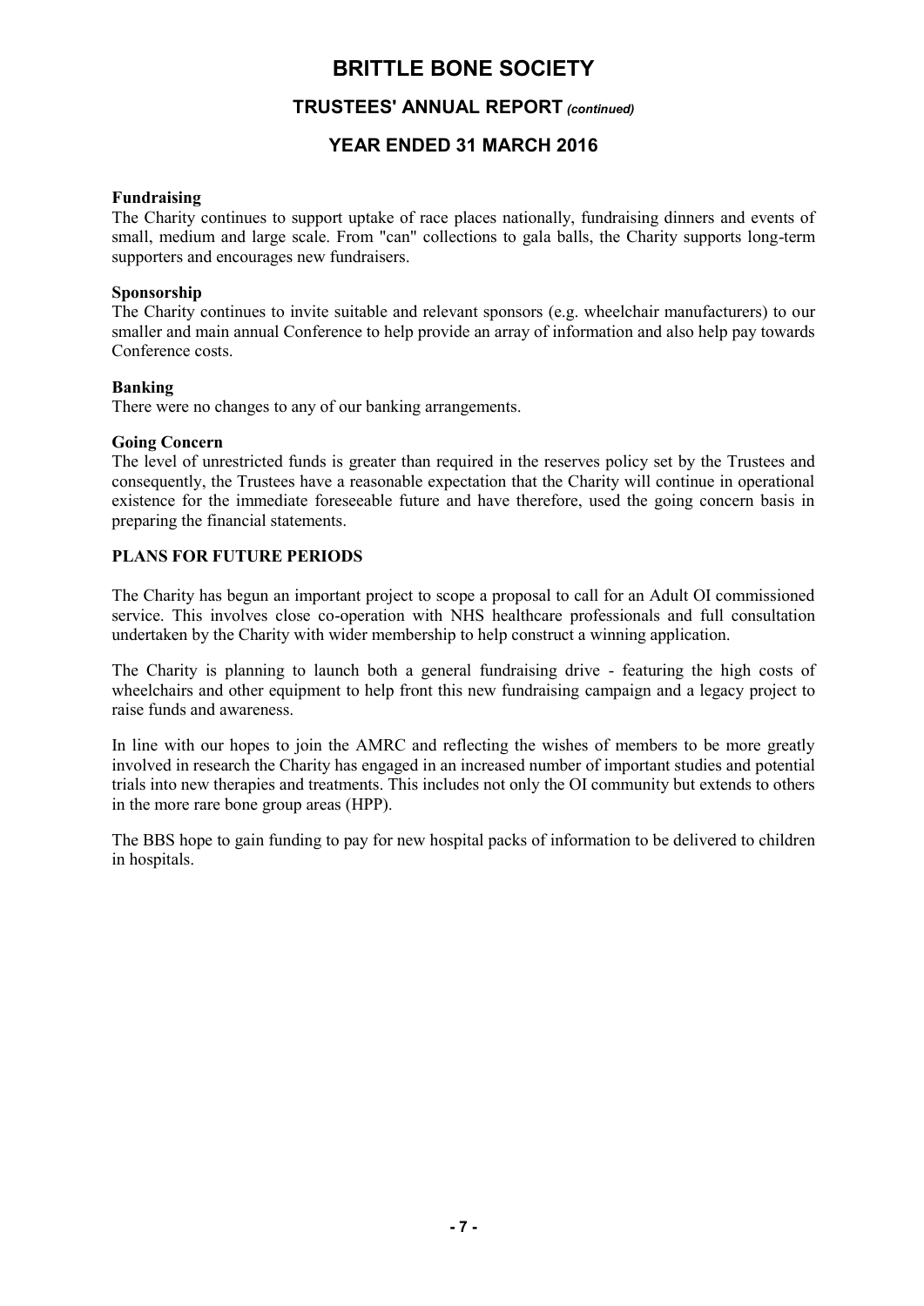**Fundraising**
The Charity continues to support uptake of race places nationally, fundraising dinners and events of small, medium and large scale. From "can" collections to gala balls, the Charity supports long-term supporters and encourages new fundraisers.

**Sponsorship**
The Charity continues to invite suitable and relevant sponsors (e.g. wheelchair manufacturers) to our smaller and main annual Conference to help provide an array of information and also help pay towards Conference costs.

**Banking**
There were no changes to any of our banking arrangements.

**Going Concern**
The level of unrestricted funds is greater than required in the reserves policy set by the Trustees and consequently, the Trustees have a reasonable expectation that the Charity will continue in operational existence for the immediate foreseeable future and have therefore, used the going concern basis in preparing the financial statements.

**PLANS FOR FUTURE PERIODS**

The Charity has begun an important project to scope a proposal to call for an Adult OI commissioned service. This involves close co-operation with NHS healthcare professionals and full consultation undertaken by the Charity with wider membership to help construct a winning application.

The Charity is planning to launch both a general fundraising drive - featuring the high costs of wheelchairs and other equipment to help front this new fundraising campaign and a legacy project to raise funds and awareness.

In line with our hopes to join the AMRC and reflecting the wishes of members to be more greatly involved in research the Charity has engaged in an increased number of important studies and potential trials into new therapies and treatments. This includes not only the OI community but extends to others in the more rare bone group areas (HPP).

The BBS hope to gain funding to pay for new hospital packs of information to be delivered to children in hospitals.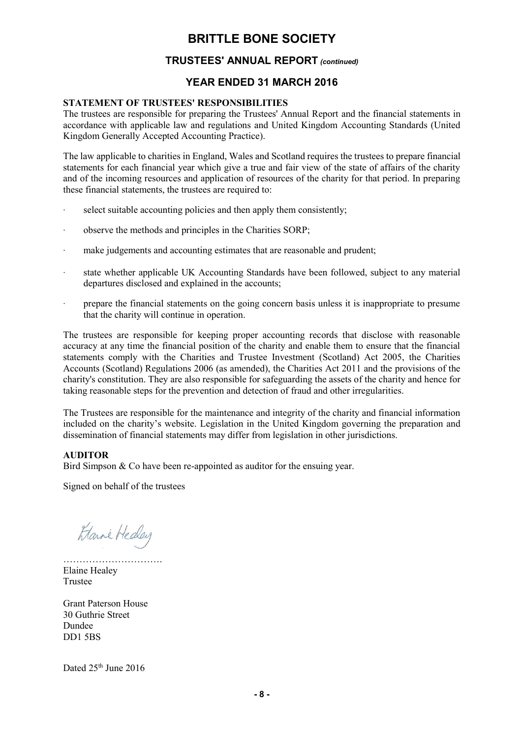# BRITTLE BONE SOCIETY

## TRUSTEES' ANNUAL REPORT *(continued)*

## YEAR ENDED 31 MARCH 2016

**STATEMENT OF TRUSTEES' RESPONSIBILITIES**

The trustees are responsible for preparing the Trustees' Annual Report and the financial statements in accordance with applicable law and regulations and United Kingdom Accounting Standards (United Kingdom Generally Accepted Accounting Practice).

The law applicable to charities in England, Wales and Scotland requires the trustees to prepare financial statements for each financial year which give a true and fair view of the state of affairs of the charity and of the incoming resources and application of resources of the charity for that period. In preparing these financial statements, the trustees are required to:

- select suitable accounting policies and then apply them consistently;
- observe the methods and principles in the Charities SORP;
- make judgements and accounting estimates that are reasonable and prudent;
- state whether applicable UK Accounting Standards have been followed, subject to any material departures disclosed and explained in the accounts;
- prepare the financial statements on the going concern basis unless it is inappropriate to presume that the charity will continue in operation.

The trustees are responsible for keeping proper accounting records that disclose with reasonable accuracy at any time the financial position of the charity and enable them to ensure that the financial statements comply with the Charities and Trustee Investment (Scotland) Act 2005, the Charities Accounts (Scotland) Regulations 2006 (as amended), the Charities Act 2011 and the provisions of the charity's constitution. They are also responsible for safeguarding the assets of the charity and hence for taking reasonable steps for the prevention and detection of fraud and other irregularities.

The Trustees are responsible for the maintenance and integrity of the charity and financial information included on the charity's website. Legislation in the United Kingdom governing the preparation and dissemination of financial statements may differ from legislation in other jurisdictions.

**AUDITOR**

Bird Simpson & Co have been re-appointed as auditor for the ensuing year.

Signed on behalf of the trustees

…………………………
Elaine Healey
Trustee

Grant Paterson House
30 Guthrie Street
Dundee
DD1 5BS

Dated 25th June 2016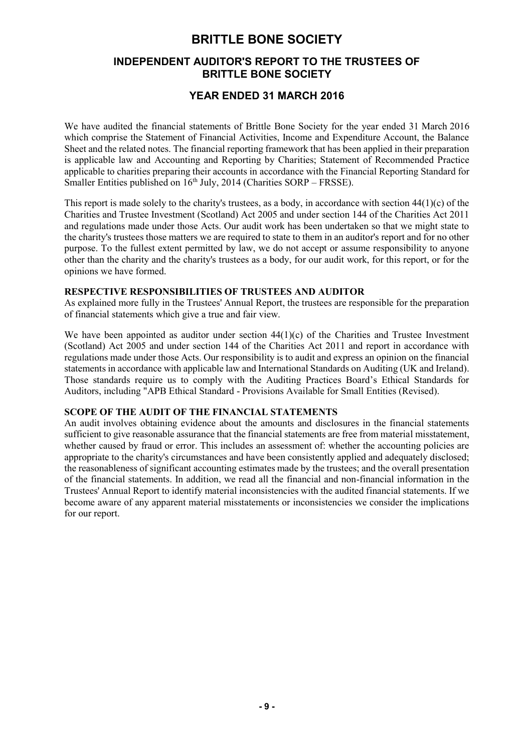# BRITTLE BONE SOCIETY

## INDEPENDENT AUDITOR'S REPORT TO THE TRUSTEES OF BRITTLE BONE SOCIETY

## YEAR ENDED 31 MARCH 2016

We have audited the financial statements of Brittle Bone Society for the year ended 31 March 2016 which comprise the Statement of Financial Activities, Income and Expenditure Account, the Balance Sheet and the related notes. The financial reporting framework that has been applied in their preparation is applicable law and Accounting and Reporting by Charities; Statement of Recommended Practice applicable to charities preparing their accounts in accordance with the Financial Reporting Standard for Smaller Entities published on 16th July, 2014 (Charities SORP – FRSSE).

This report is made solely to the charity's trustees, as a body, in accordance with section 44(1)(c) of the Charities and Trustee Investment (Scotland) Act 2005 and under section 144 of the Charities Act 2011 and regulations made under those Acts. Our audit work has been undertaken so that we might state to the charity's trustees those matters we are required to state to them in an auditor's report and for no other purpose. To the fullest extent permitted by law, we do not accept or assume responsibility to anyone other than the charity and the charity's trustees as a body, for our audit work, for this report, or for the opinions we have formed.

**RESPECTIVE RESPONSIBILITIES OF TRUSTEES AND AUDITOR**

As explained more fully in the Trustees' Annual Report, the trustees are responsible for the preparation of financial statements which give a true and fair view.

We have been appointed as auditor under section 44(1)(c) of the Charities and Trustee Investment (Scotland) Act 2005 and under section 144 of the Charities Act 2011 and report in accordance with regulations made under those Acts. Our responsibility is to audit and express an opinion on the financial statements in accordance with applicable law and International Standards on Auditing (UK and Ireland). Those standards require us to comply with the Auditing Practices Board's Ethical Standards for Auditors, including "APB Ethical Standard - Provisions Available for Small Entities (Revised).

**SCOPE OF THE AUDIT OF THE FINANCIAL STATEMENTS**

An audit involves obtaining evidence about the amounts and disclosures in the financial statements sufficient to give reasonable assurance that the financial statements are free from material misstatement, whether caused by fraud or error. This includes an assessment of: whether the accounting policies are appropriate to the charity's circumstances and have been consistently applied and adequately disclosed; the reasonableness of significant accounting estimates made by the trustees; and the overall presentation of the financial statements. In addition, we read all the financial and non-financial information in the Trustees' Annual Report to identify material inconsistencies with the audited financial statements. If we become aware of any apparent material misstatements or inconsistencies we consider the implications for our report.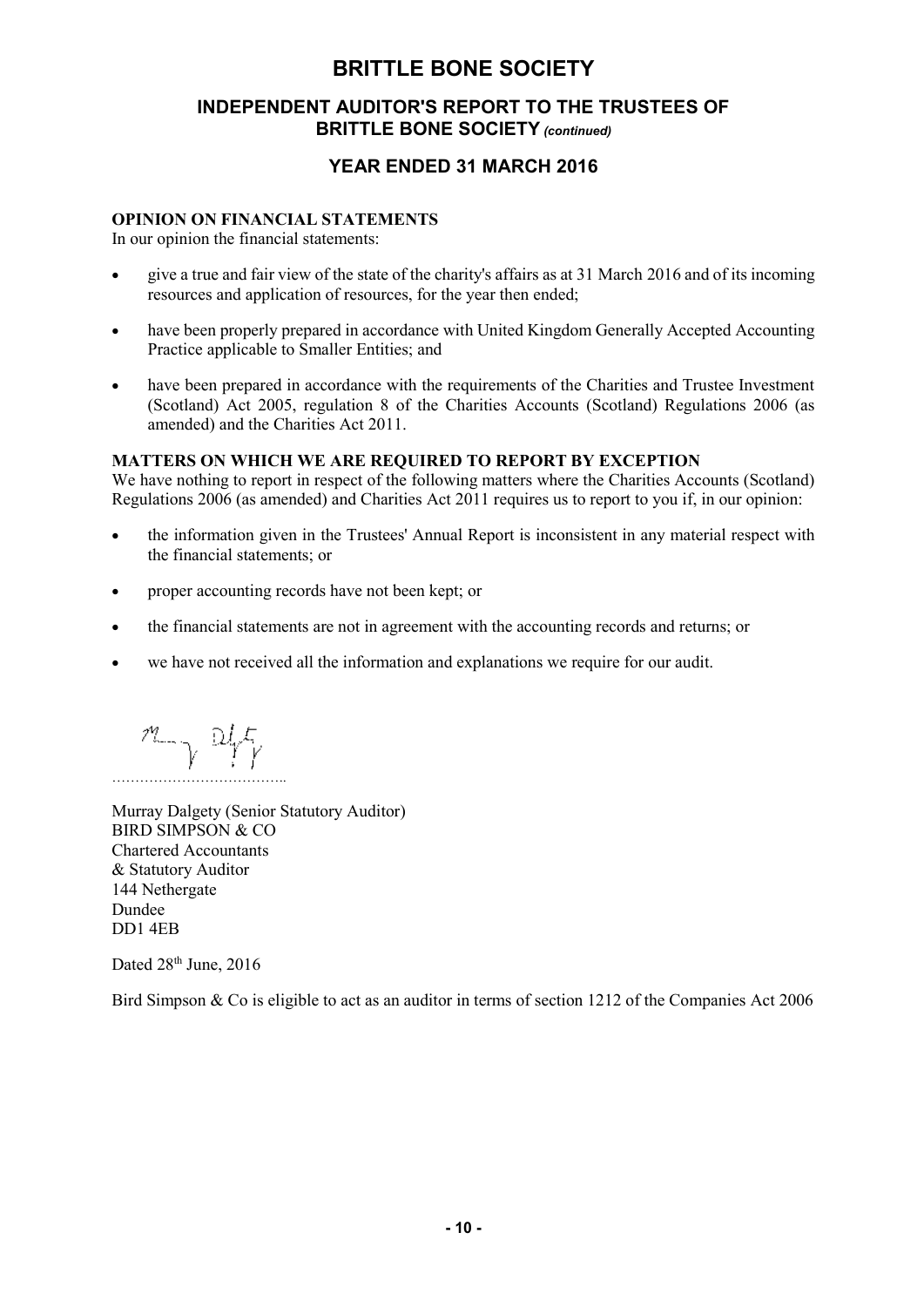# BRITTLE BONE SOCIETY

## INDEPENDENT AUDITOR'S REPORT TO THE TRUSTEES OF BRITTLE BONE SOCIETY *(continued)*

## YEAR ENDED 31 MARCH 2016

**OPINION ON FINANCIAL STATEMENTS**

In our opinion the financial statements:

- give a true and fair view of the state of the charity's affairs as at 31 March 2016 and of its incoming resources and application of resources, for the year then ended;
- have been properly prepared in accordance with United Kingdom Generally Accepted Accounting Practice applicable to Smaller Entities; and
- have been prepared in accordance with the requirements of the Charities and Trustee Investment (Scotland) Act 2005, regulation 8 of the Charities Accounts (Scotland) Regulations 2006 (as amended) and the Charities Act 2011.

**MATTERS ON WHICH WE ARE REQUIRED TO REPORT BY EXCEPTION**

We have nothing to report in respect of the following matters where the Charities Accounts (Scotland) Regulations 2006 (as amended) and Charities Act 2011 requires us to report to you if, in our opinion:

- the information given in the Trustees' Annual Report is inconsistent in any material respect with the financial statements; or
- proper accounting records have not been kept; or
- the financial statements are not in agreement with the accounting records and returns; or
- we have not received all the information and explanations we require for our audit.

………………………………..

Murray Dalgety (Senior Statutory Auditor)
BIRD SIMPSON & CO
Chartered Accountants
& Statutory Auditor
144 Nethergate
Dundee
DD1 4EB

Dated 28th June, 2016

Bird Simpson & Co is eligible to act as an auditor in terms of section 1212 of the Companies Act 2006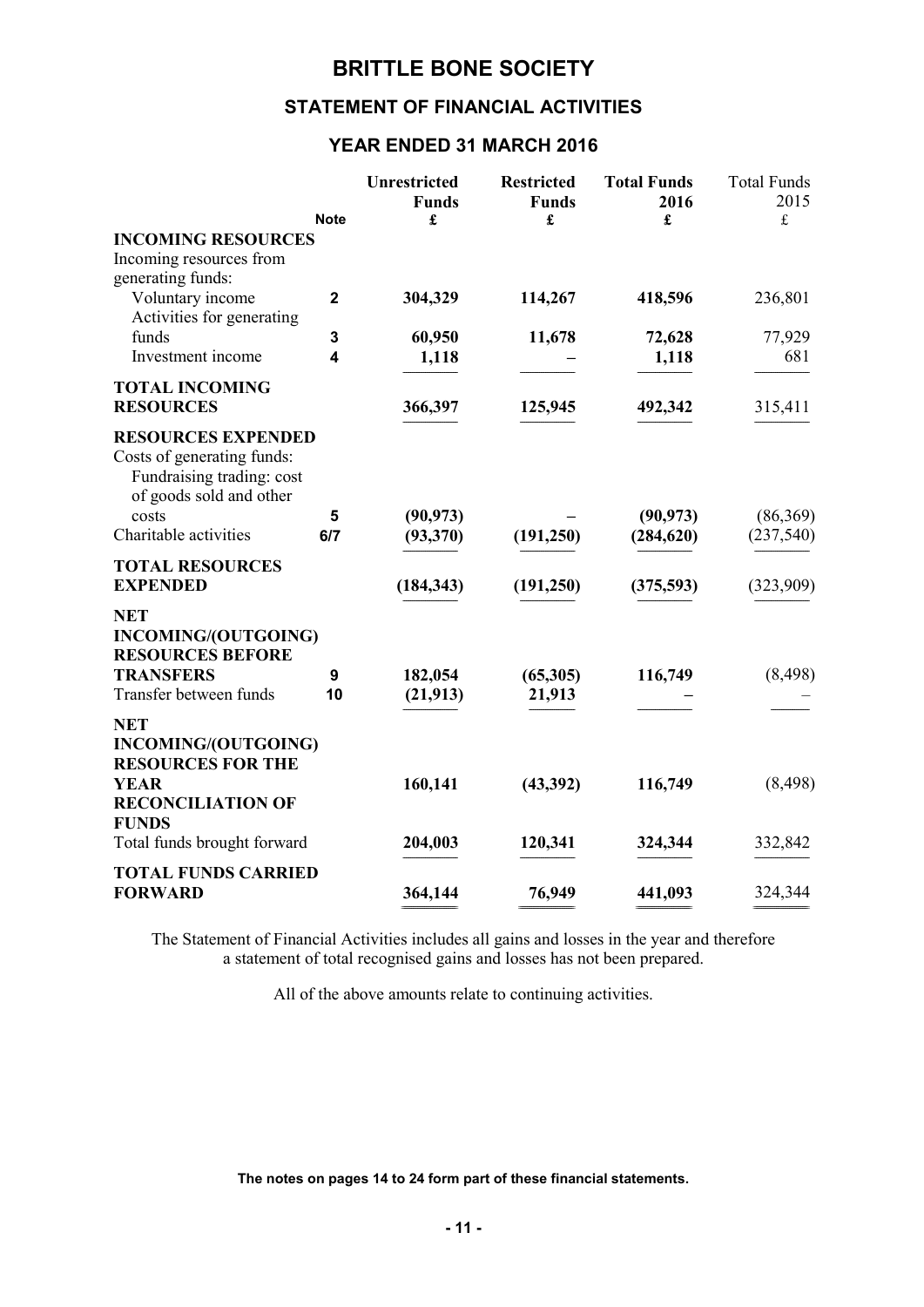# BRITTLE BONE SOCIETY

## STATEMENT OF FINANCIAL ACTIVITIES

## YEAR ENDED 31 MARCH 2016

| | Note | Unrestricted Funds £ | Restricted Funds £ | Total Funds 2016 £ | Total Funds 2015 £ |
|---|---|---|---|---|---|
| **INCOMING RESOURCES** | | | | | |
| Incoming resources from generating funds: | | | | | |
| Voluntary income | **2** | **304,329** | **114,267** | **418,596** | 236,801 |
| Activities for generating funds | **3** | **60,950** | **11,678** | **72,628** | 77,929 |
| Investment income | **4** | **1,118** | **–** | **1,118** | 681 |
| **TOTAL INCOMING RESOURCES** | | **366,397** | **125,945** | **492,342** | 315,411 |
| **RESOURCES EXPENDED** | | | | | |
| Costs of generating funds: | | | | | |
| Fundraising trading: cost of goods sold and other costs | **5** | **(90,973)** | **–** | **(90,973)** | (86,369) |
| Charitable activities | **6/7** | **(93,370)** | **(191,250)** | **(284,620)** | (237,540) |
| **TOTAL RESOURCES EXPENDED** | | **(184,343)** | **(191,250)** | **(375,593)** | (323,909) |
| **NET INCOMING/(OUTGOING) RESOURCES BEFORE TRANSFERS** | **9** | **182,054** | **(65,305)** | **116,749** | (8,498) |
| Transfer between funds | **10** | **(21,913)** | **21,913** | **–** | – |
| **NET INCOMING/(OUTGOING) RESOURCES FOR THE YEAR** | | **160,141** | **(43,392)** | **116,749** | (8,498) |
| **RECONCILIATION OF FUNDS** | | | | | |
| Total funds brought forward | | **204,003** | **120,341** | **324,344** | 332,842 |
| **TOTAL FUNDS CARRIED FORWARD** | | **364,144** | **76,949** | **441,093** | 324,344 |

The Statement of Financial Activities includes all gains and losses in the year and therefore a statement of total recognised gains and losses has not been prepared.

All of the above amounts relate to continuing activities.

**The notes on pages 14 to 24 form part of these financial statements.**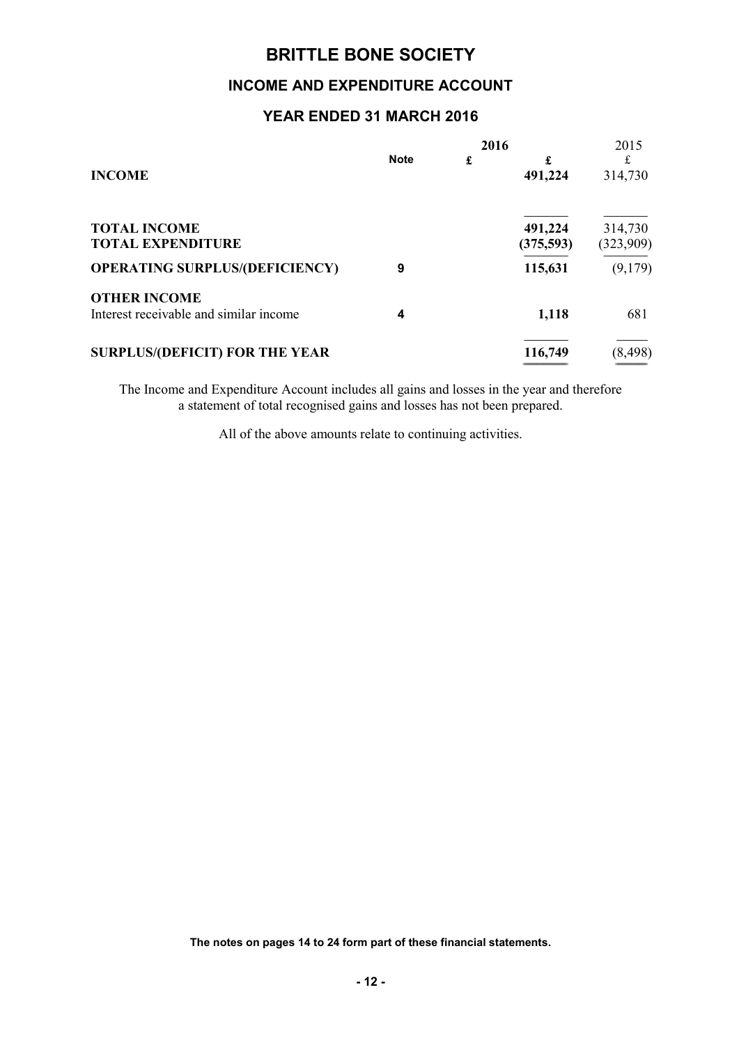# BRITTLE BONE SOCIETY

## INCOME AND EXPENDITURE ACCOUNT

## YEAR ENDED 31 MARCH 2016

| | Note | 2016 £ | 2016 £ | 2015 £ |
|---|---|---|---|---|
| **INCOME** | | | **491,224** | 314,730 |
| **TOTAL INCOME** | | | **491,224** | 314,730 |
| **TOTAL EXPENDITURE** | | | **(375,593)** | (323,909) |
| **OPERATING SURPLUS/(DEFICIENCY)** | **9** | | **115,631** | (9,179) |
| **OTHER INCOME** | | | | |
| Interest receivable and similar income | **4** | | **1,118** | 681 |
| **SURPLUS/(DEFICIT) FOR THE YEAR** | | | **116,749** | (8,498) |

The Income and Expenditure Account includes all gains and losses in the year and therefore a statement of total recognised gains and losses has not been prepared.

All of the above amounts relate to continuing activities.

**The notes on pages 14 to 24 form part of these financial statements.**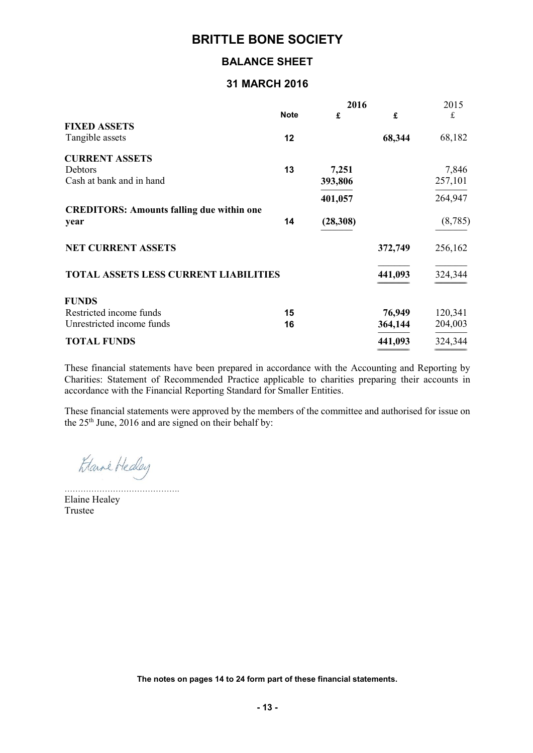# BRITTLE BONE SOCIETY

## BALANCE SHEET

## 31 MARCH 2016

| | Note | 2016 £ | 2016 £ | 2015 £ |
|---|---|---|---|---|
| **FIXED ASSETS** | | | | |
| Tangible assets | 12 | | **68,344** | 68,182 |
| **CURRENT ASSETS** | | | | |
| Debtors | 13 | **7,251** | | 7,846 |
| Cash at bank and in hand | | **393,806** | | 257,101 |
| | | **401,057** | | 264,947 |
| **CREDITORS: Amounts falling due within one year** | 14 | **(28,308)** | | (8,785) |
| **NET CURRENT ASSETS** | | | **372,749** | 256,162 |
| **TOTAL ASSETS LESS CURRENT LIABILITIES** | | | **441,093** | 324,344 |
| **FUNDS** | | | | |
| Restricted income funds | 15 | | **76,949** | 120,341 |
| Unrestricted income funds | 16 | | **364,144** | 204,003 |
| **TOTAL FUNDS** | | | **441,093** | 324,344 |

These financial statements have been prepared in accordance with the Accounting and Reporting by Charities: Statement of Recommended Practice applicable to charities preparing their accounts in accordance with the Financial Reporting Standard for Smaller Entities.

These financial statements were approved by the members of the committee and authorised for issue on the 25th June, 2016 and are signed on their behalf by:

Elaine Healey

……………………………………

Elaine Healey
Trustee

**The notes on pages 14 to 24 form part of these financial statements.**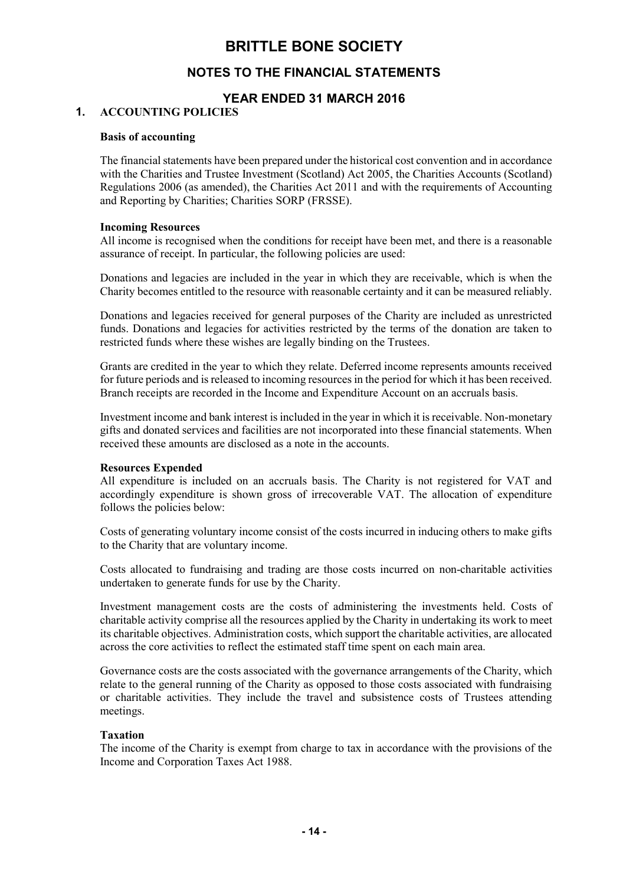# BRITTLE BONE SOCIETY

## NOTES TO THE FINANCIAL STATEMENTS

## YEAR ENDED 31 MARCH 2016

### 1. ACCOUNTING POLICIES

**Basis of accounting**

The financial statements have been prepared under the historical cost convention and in accordance with the Charities and Trustee Investment (Scotland) Act 2005, the Charities Accounts (Scotland) Regulations 2006 (as amended), the Charities Act 2011 and with the requirements of Accounting and Reporting by Charities; Charities SORP (FRSSE).

**Incoming Resources**

All income is recognised when the conditions for receipt have been met, and there is a reasonable assurance of receipt. In particular, the following policies are used:

Donations and legacies are included in the year in which they are receivable, which is when the Charity becomes entitled to the resource with reasonable certainty and it can be measured reliably.

Donations and legacies received for general purposes of the Charity are included as unrestricted funds. Donations and legacies for activities restricted by the terms of the donation are taken to restricted funds where these wishes are legally binding on the Trustees.

Grants are credited in the year to which they relate. Deferred income represents amounts received for future periods and is released to incoming resources in the period for which it has been received. Branch receipts are recorded in the Income and Expenditure Account on an accruals basis.

Investment income and bank interest is included in the year in which it is receivable. Non-monetary gifts and donated services and facilities are not incorporated into these financial statements. When received these amounts are disclosed as a note in the accounts.

**Resources Expended**

All expenditure is included on an accruals basis. The Charity is not registered for VAT and accordingly expenditure is shown gross of irrecoverable VAT. The allocation of expenditure follows the policies below:

Costs of generating voluntary income consist of the costs incurred in inducing others to make gifts to the Charity that are voluntary income.

Costs allocated to fundraising and trading are those costs incurred on non-charitable activities undertaken to generate funds for use by the Charity.

Investment management costs are the costs of administering the investments held. Costs of charitable activity comprise all the resources applied by the Charity in undertaking its work to meet its charitable objectives. Administration costs, which support the charitable activities, are allocated across the core activities to reflect the estimated staff time spent on each main area.

Governance costs are the costs associated with the governance arrangements of the Charity, which relate to the general running of the Charity as opposed to those costs associated with fundraising or charitable activities. They include the travel and subsistence costs of Trustees attending meetings.

**Taxation**

The income of the Charity is exempt from charge to tax in accordance with the provisions of the Income and Corporation Taxes Act 1988.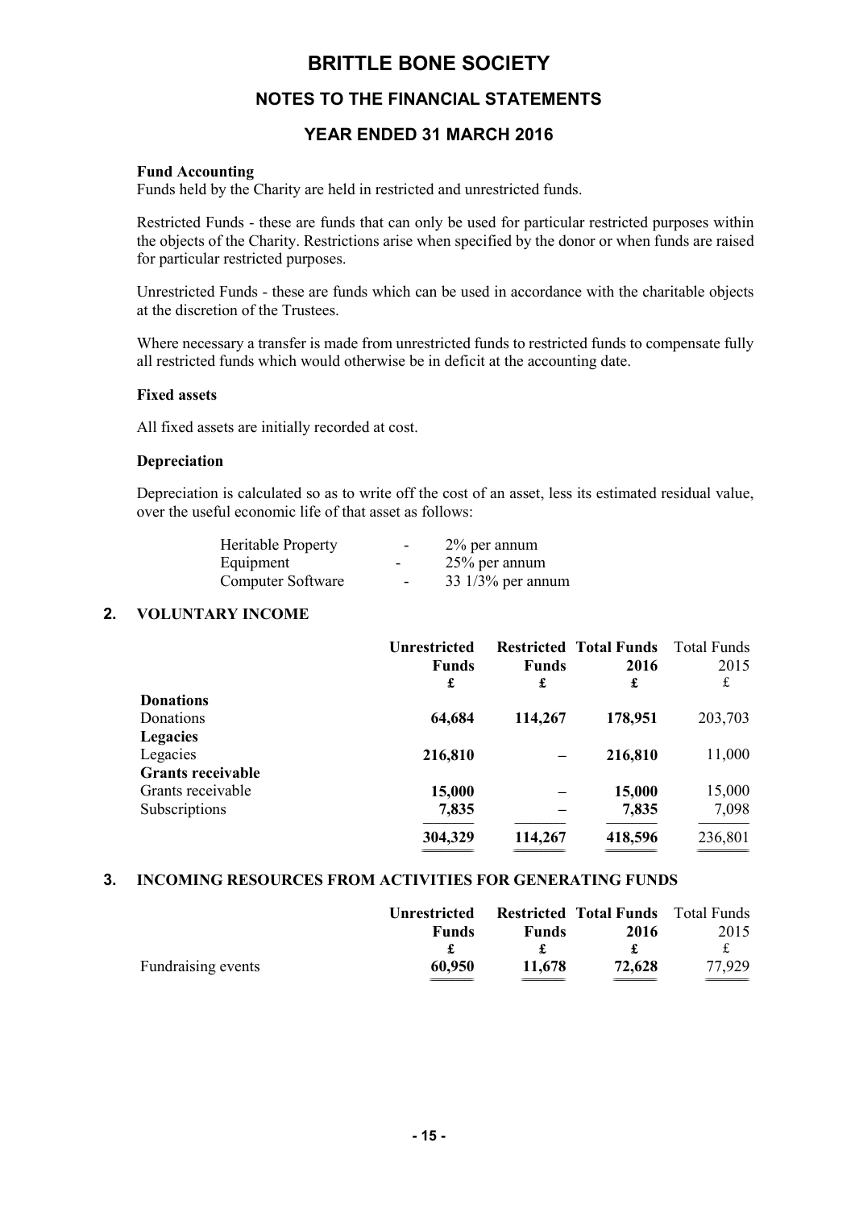# BRITTLE BONE SOCIETY

## NOTES TO THE FINANCIAL STATEMENTS

## YEAR ENDED 31 MARCH 2016

**Fund Accounting**

Funds held by the Charity are held in restricted and unrestricted funds.

Restricted Funds - these are funds that can only be used for particular restricted purposes within the objects of the Charity. Restrictions arise when specified by the donor or when funds are raised for particular restricted purposes.

Unrestricted Funds - these are funds which can be used in accordance with the charitable objects at the discretion of the Trustees.

Where necessary a transfer is made from unrestricted funds to restricted funds to compensate fully all restricted funds which would otherwise be in deficit at the accounting date.

**Fixed assets**

All fixed assets are initially recorded at cost.

**Depreciation**

Depreciation is calculated so as to write off the cost of an asset, less its estimated residual value, over the useful economic life of that asset as follows:

| | | |
|---|---|---|
| Heritable Property | - | 2% per annum |
| Equipment | - | 25% per annum |
| Computer Software | - | 33 1/3% per annum |

## 2. VOLUNTARY INCOME

| | **Unrestricted Funds £** | **Restricted Funds £** | **Total Funds 2016 £** | Total Funds 2015 £ |
|---|---|---|---|---|
| **Donations** | | | | |
| Donations | **64,684** | **114,267** | **178,951** | 203,703 |
| **Legacies** | | | | |
| Legacies | **216,810** | – | **216,810** | 11,000 |
| **Grants receivable** | | | | |
| Grants receivable | **15,000** | – | **15,000** | 15,000 |
| Subscriptions | **7,835** | – | **7,835** | 7,098 |
| | **304,329** | **114,267** | **418,596** | 236,801 |

## 3. INCOMING RESOURCES FROM ACTIVITIES FOR GENERATING FUNDS

| | **Unrestricted Funds £** | **Restricted Funds £** | **Total Funds 2016 £** | Total Funds 2015 £ |
|---|---|---|---|---|
| Fundraising events | **60,950** | **11,678** | **72,628** | 77,929 |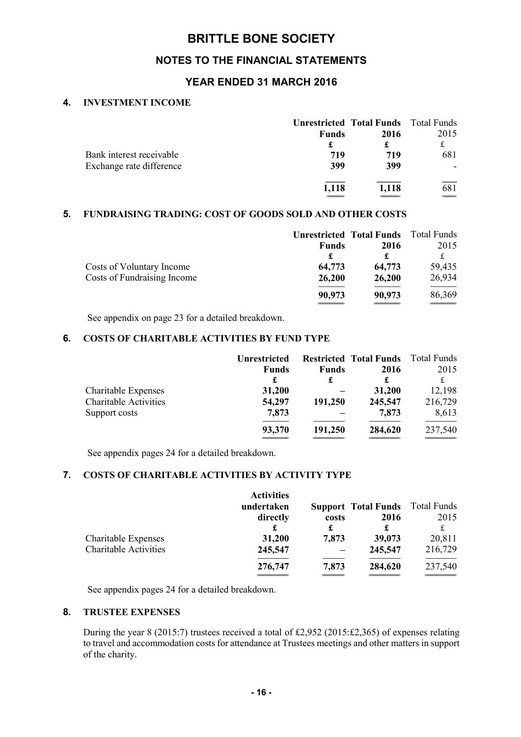# BRITTLE BONE SOCIETY

## NOTES TO THE FINANCIAL STATEMENTS

## YEAR ENDED 31 MARCH 2016

### 4. INVESTMENT INCOME

| | Unrestricted Funds | Total Funds 2016 | Total Funds 2015 |
|---|---|---|---|
| | £ | £ | £ |
| Bank interest receivable | 719 | 719 | 681 |
| Exchange rate difference | 399 | 399 | - |
| | 1,118 | 1,118 | 681 |

### 5. FUNDRAISING TRADING: COST OF GOODS SOLD AND OTHER COSTS

| | Unrestricted Funds | Total Funds 2016 | Total Funds 2015 |
|---|---|---|---|
| | £ | £ | £ |
| Costs of Voluntary Income | 64,773 | 64,773 | 59,435 |
| Costs of Fundraising Income | 26,200 | 26,200 | 26,934 |
| | 90,973 | 90,973 | 86,369 |

See appendix on page 23 for a detailed breakdown.

### 6. COSTS OF CHARITABLE ACTIVITIES BY FUND TYPE

| | Unrestricted Funds | Restricted Funds | Total Funds 2016 | Total Funds 2015 |
|---|---|---|---|---|
| | £ | £ | £ | £ |
| Charitable Expenses | 31,200 | – | 31,200 | 12,198 |
| Charitable Activities | 54,297 | 191,250 | 245,547 | 216,729 |
| Support costs | 7,873 | – | 7,873 | 8,613 |
| | 93,370 | 191,250 | 284,620 | 237,540 |

See appendix pages 24 for a detailed breakdown.

### 7. COSTS OF CHARITABLE ACTIVITIES BY ACTIVITY TYPE

| | Activities undertaken directly | Support costs | Total Funds 2016 | Total Funds 2015 |
|---|---|---|---|---|
| | £ | £ | £ | £ |
| Charitable Expenses | 31,200 | 7,873 | 39,073 | 20,811 |
| Charitable Activities | 245,547 | – | 245,547 | 216,729 |
| | 276,747 | 7,873 | 284,620 | 237,540 |

See appendix pages 24 for a detailed breakdown.

### 8. TRUSTEE EXPENSES

During the year 8 (2015:7) trustees received a total of £2,952 (2015:£2,365) of expenses relating to travel and accommodation costs for attendance at Trustees meetings and other matters in support of the charity.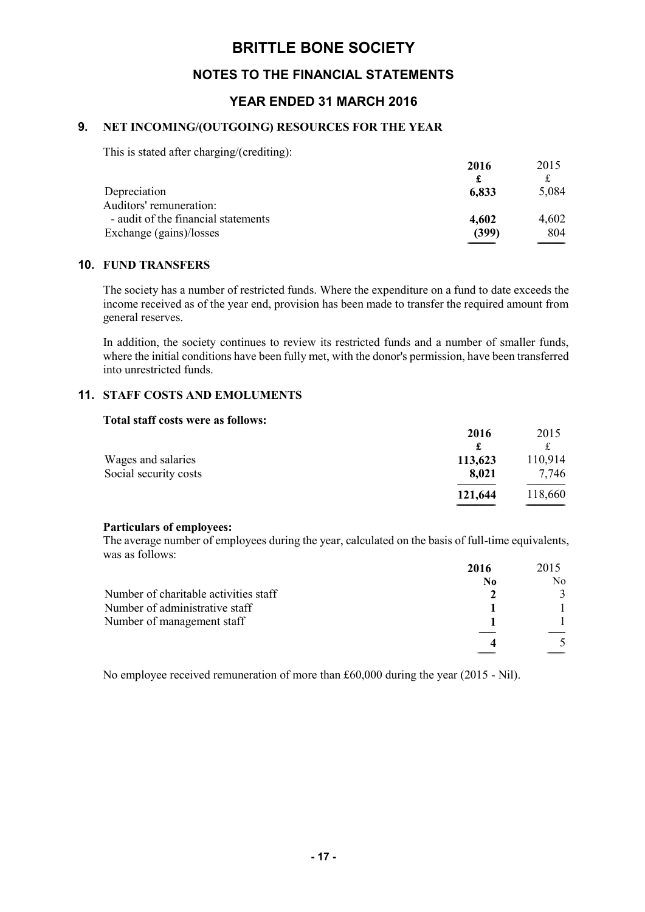# BRITTLE BONE SOCIETY

## NOTES TO THE FINANCIAL STATEMENTS

## YEAR ENDED 31 MARCH 2016

### 9. NET INCOMING/(OUTGOING) RESOURCES FOR THE YEAR

This is stated after charging/(crediting):

| | **2016** | 2015 |
|---|---|---|
| | **£** | £ |
| Depreciation | **6,833** | 5,084 |
| Auditors' remuneration: | | |
| - audit of the financial statements | **4,602** | 4,602 |
| Exchange (gains)/losses | **(399)** | 804 |

### 10. FUND TRANSFERS

The society has a number of restricted funds. Where the expenditure on a fund to date exceeds the income received as of the year end, provision has been made to transfer the required amount from general reserves.

In addition, the society continues to review its restricted funds and a number of smaller funds, where the initial conditions have been fully met, with the donor's permission, have been transferred into unrestricted funds.

### 11. STAFF COSTS AND EMOLUMENTS

**Total staff costs were as follows:**

| | **2016** | 2015 |
|---|---|---|
| | **£** | £ |
| Wages and salaries | **113,623** | 110,914 |
| Social security costs | **8,021** | 7,746 |
| | **121,644** | 118,660 |

**Particulars of employees:**

The average number of employees during the year, calculated on the basis of full-time equivalents, was as follows:

| | **2016** | 2015 |
|---|---|---|
| | **No** | No |
| Number of charitable activities staff | **2** | 3 |
| Number of administrative staff | **1** | 1 |
| Number of management staff | **1** | 1 |
| | **4** | 5 |

No employee received remuneration of more than £60,000 during the year (2015 - Nil).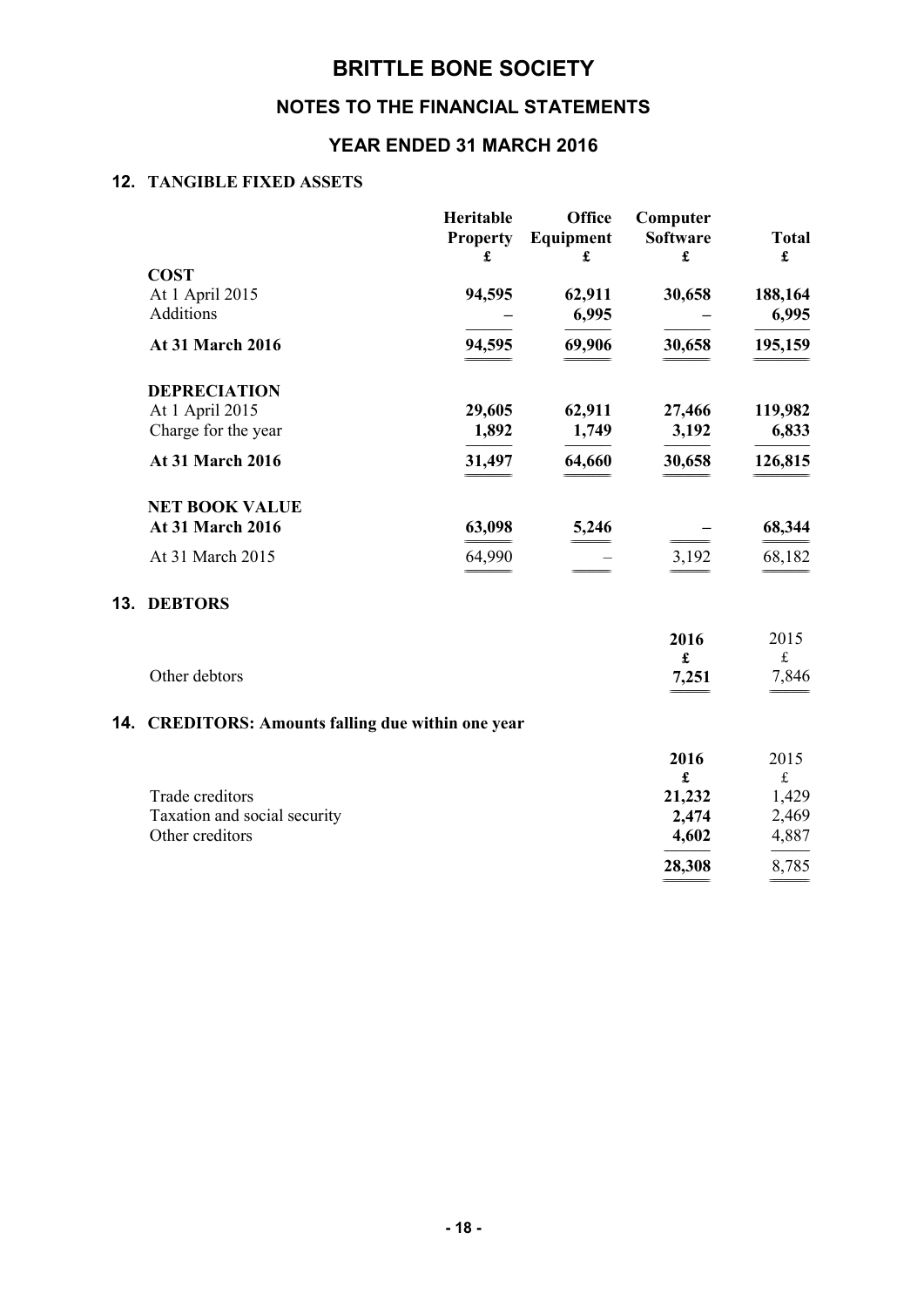# BRITTLE BONE SOCIETY

## NOTES TO THE FINANCIAL STATEMENTS

## YEAR ENDED 31 MARCH 2016

### 12. TANGIBLE FIXED ASSETS

| | Heritable Property £ | Office Equipment £ | Computer Software £ | Total £ |
|---|---|---|---|---|
| **COST** | | | | |
| At 1 April 2015 | **94,595** | **62,911** | **30,658** | **188,164** |
| Additions | **–** | **6,995** | **–** | **6,995** |
| **At 31 March 2016** | **94,595** | **69,906** | **30,658** | **195,159** |
| **DEPRECIATION** | | | | |
| At 1 April 2015 | **29,605** | **62,911** | **27,466** | **119,982** |
| Charge for the year | **1,892** | **1,749** | **3,192** | **6,833** |
| **At 31 March 2016** | **31,497** | **64,660** | **30,658** | **126,815** |
| **NET BOOK VALUE** | | | | |
| **At 31 March 2016** | **63,098** | **5,246** | **–** | **68,344** |
| At 31 March 2015 | 64,990 | – | 3,192 | 68,182 |

### 13. DEBTORS

| | 2016 £ | 2015 £ |
|---|---|---|
| Other debtors | **7,251** | 7,846 |

### 14. CREDITORS: Amounts falling due within one year

| | 2016 £ | 2015 £ |
|---|---|---|
| Trade creditors | **21,232** | 1,429 |
| Taxation and social security | **2,474** | 2,469 |
| Other creditors | **4,602** | 4,887 |
| | **28,308** | 8,785 |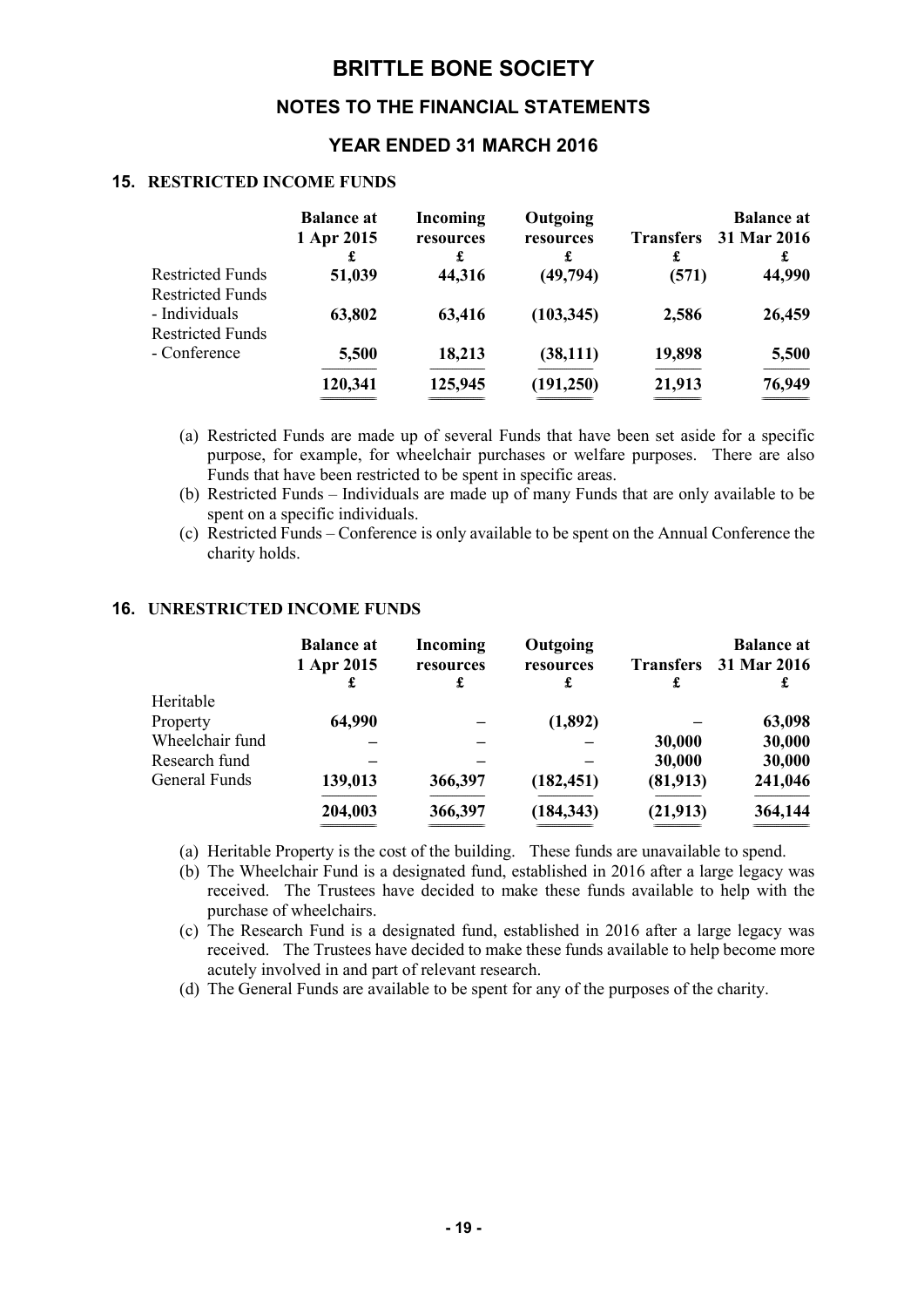# BRITTLE BONE SOCIETY

## NOTES TO THE FINANCIAL STATEMENTS

## YEAR ENDED 31 MARCH 2016

### 15. RESTRICTED INCOME FUNDS

| | Balance at 1 Apr 2015 £ | Incoming resources £ | Outgoing resources £ | Transfers £ | Balance at 31 Mar 2016 £ |
|---|---|---|---|---|---|
| Restricted Funds | **51,039** | **44,316** | **(49,794)** | **(571)** | **44,990** |
| Restricted Funds - Individuals | **63,802** | **63,416** | **(103,345)** | **2,586** | **26,459** |
| Restricted Funds - Conference | **5,500** | **18,213** | **(38,111)** | **19,898** | **5,500** |
| | **120,341** | **125,945** | **(191,250)** | **21,913** | **76,949** |

(a) Restricted Funds are made up of several Funds that have been set aside for a specific purpose, for example, for wheelchair purchases or welfare purposes. There are also Funds that have been restricted to be spent in specific areas.

(b) Restricted Funds – Individuals are made up of many Funds that are only available to be spent on a specific individuals.

(c) Restricted Funds – Conference is only available to be spent on the Annual Conference the charity holds.

### 16. UNRESTRICTED INCOME FUNDS

| | Balance at 1 Apr 2015 £ | Incoming resources £ | Outgoing resources £ | Transfers £ | Balance at 31 Mar 2016 £ |
|---|---|---|---|---|---|
| Heritable Property | **64,990** | – | **(1,892)** | – | **63,098** |
| Wheelchair fund | – | – | – | **30,000** | **30,000** |
| Research fund | – | – | – | **30,000** | **30,000** |
| General Funds | **139,013** | **366,397** | **(182,451)** | **(81,913)** | **241,046** |
| | **204,003** | **366,397** | **(184,343)** | **(21,913)** | **364,144** |

(a) Heritable Property is the cost of the building. These funds are unavailable to spend.

(b) The Wheelchair Fund is a designated fund, established in 2016 after a large legacy was received. The Trustees have decided to make these funds available to help with the purchase of wheelchairs.

(c) The Research Fund is a designated fund, established in 2016 after a large legacy was received. The Trustees have decided to make these funds available to help become more acutely involved in and part of relevant research.

(d) The General Funds are available to be spent for any of the purposes of the charity.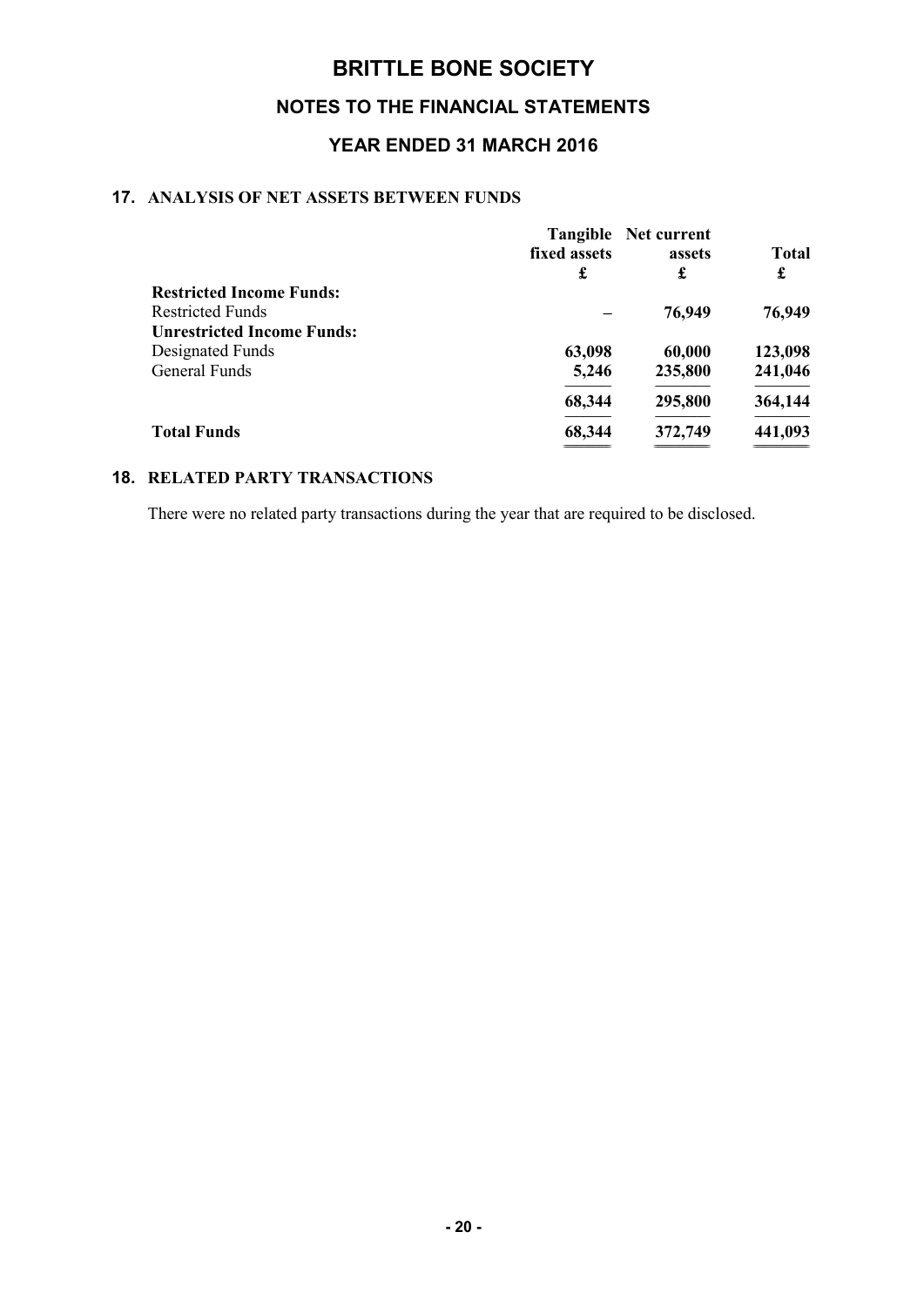# BRITTLE BONE SOCIETY

## NOTES TO THE FINANCIAL STATEMENTS

### YEAR ENDED 31 MARCH 2016

### 17. ANALYSIS OF NET ASSETS BETWEEN FUNDS

| | Tangible fixed assets £ | Net current assets £ | Total £ |
|---|---|---|---|
| **Restricted Income Funds:** | | | |
| Restricted Funds | – | **76,949** | **76,949** |
| **Unrestricted Income Funds:** | | | |
| Designated Funds | **63,098** | **60,000** | **123,098** |
| General Funds | **5,246** | **235,800** | **241,046** |
| | **68,344** | **295,800** | **364,144** |
| **Total Funds** | **68,344** | **372,749** | **441,093** |

### 18. RELATED PARTY TRANSACTIONS

There were no related party transactions during the year that are required to be disclosed.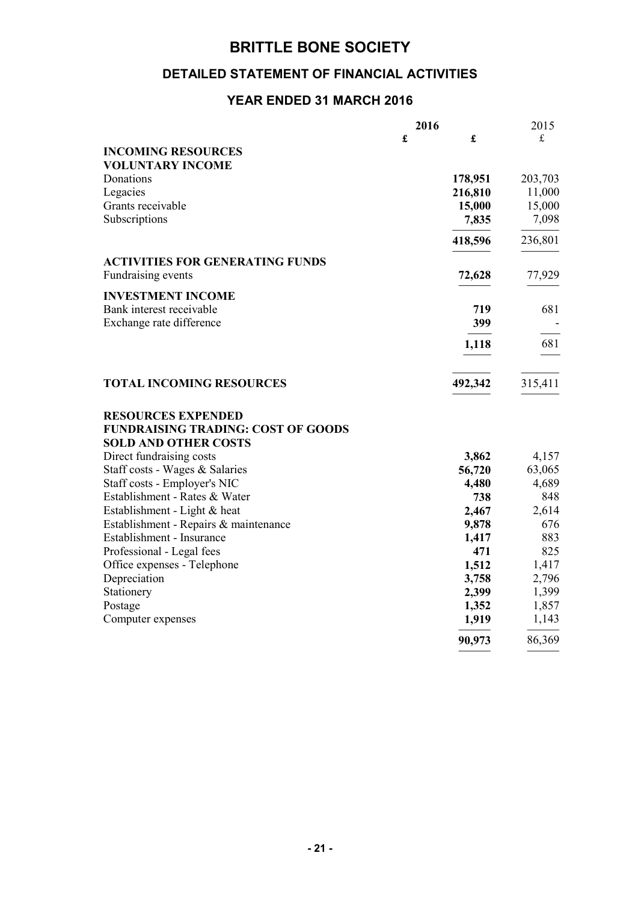# BRITTLE BONE SOCIETY

## DETAILED STATEMENT OF FINANCIAL ACTIVITIES

### YEAR ENDED 31 MARCH 2016

| | 2016 | | 2015 |
|---|---|---|---|
| | **£** | **£** | £ |
| **INCOMING RESOURCES** | | | |
| **VOLUNTARY INCOME** | | | |
| Donations | | **178,951** | 203,703 |
| Legacies | | **216,810** | 11,000 |
| Grants receivable | | **15,000** | 15,000 |
| Subscriptions | | **7,835** | 7,098 |
| | | **418,596** | 236,801 |
| **ACTIVITIES FOR GENERATING FUNDS** | | | |
| Fundraising events | | **72,628** | 77,929 |
| **INVESTMENT INCOME** | | | |
| Bank interest receivable | | **719** | 681 |
| Exchange rate difference | | **399** | - |
| | | **1,118** | 681 |
| **TOTAL INCOMING RESOURCES** | | **492,342** | 315,411 |
| **RESOURCES EXPENDED** | | | |
| **FUNDRAISING TRADING: COST OF GOODS SOLD AND OTHER COSTS** | | | |
| Direct fundraising costs | | **3,862** | 4,157 |
| Staff costs - Wages & Salaries | | **56,720** | 63,065 |
| Staff costs - Employer's NIC | | **4,480** | 4,689 |
| Establishment - Rates & Water | | **738** | 848 |
| Establishment - Light & heat | | **2,467** | 2,614 |
| Establishment - Repairs & maintenance | | **9,878** | 676 |
| Establishment - Insurance | | **1,417** | 883 |
| Professional - Legal fees | | **471** | 825 |
| Office expenses - Telephone | | **1,512** | 1,417 |
| Depreciation | | **3,758** | 2,796 |
| Stationery | | **2,399** | 1,399 |
| Postage | | **1,352** | 1,857 |
| Computer expenses | | **1,919** | 1,143 |
| | | **90,973** | 86,369 |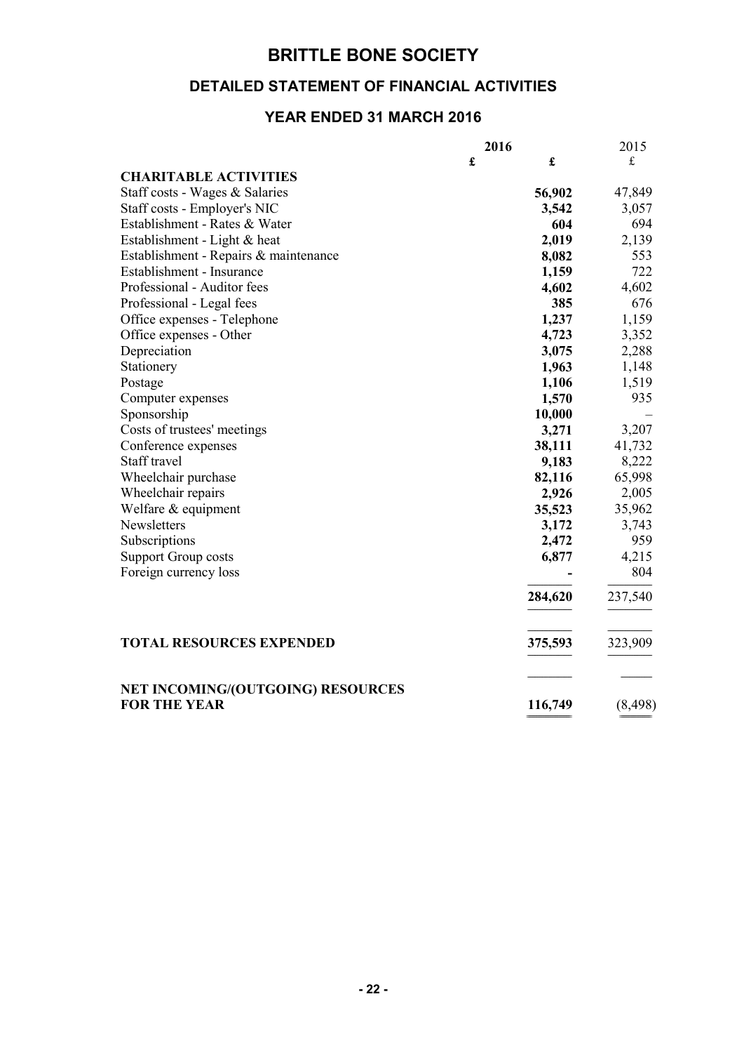# BRITTLE BONE SOCIETY

## DETAILED STATEMENT OF FINANCIAL ACTIVITIES

### YEAR ENDED 31 MARCH 2016

| | 2016 | | 2015 |
|---|---|---|---|
| | **£** | **£** | £ |
| **CHARITABLE ACTIVITIES** | | | |
| Staff costs - Wages & Salaries | | **56,902** | 47,849 |
| Staff costs - Employer's NIC | | **3,542** | 3,057 |
| Establishment - Rates & Water | | **604** | 694 |
| Establishment - Light & heat | | **2,019** | 2,139 |
| Establishment - Repairs & maintenance | | **8,082** | 553 |
| Establishment - Insurance | | **1,159** | 722 |
| Professional - Auditor fees | | **4,602** | 4,602 |
| Professional - Legal fees | | **385** | 676 |
| Office expenses - Telephone | | **1,237** | 1,159 |
| Office expenses - Other | | **4,723** | 3,352 |
| Depreciation | | **3,075** | 2,288 |
| Stationery | | **1,963** | 1,148 |
| Postage | | **1,106** | 1,519 |
| Computer expenses | | **1,570** | 935 |
| Sponsorship | | **10,000** | – |
| Costs of trustees' meetings | | **3,271** | 3,207 |
| Conference expenses | | **38,111** | 41,732 |
| Staff travel | | **9,183** | 8,222 |
| Wheelchair purchase | | **82,116** | 65,998 |
| Wheelchair repairs | | **2,926** | 2,005 |
| Welfare & equipment | | **35,523** | 35,962 |
| Newsletters | | **3,172** | 3,743 |
| Subscriptions | | **2,472** | 959 |
| Support Group costs | | **6,877** | 4,215 |
| Foreign currency loss | | **-** | 804 |
| | | **284,620** | 237,540 |
| **TOTAL RESOURCES EXPENDED** | | **375,593** | 323,909 |
| **NET INCOMING/(OUTGOING) RESOURCES FOR THE YEAR** | | **116,749** | (8,498) |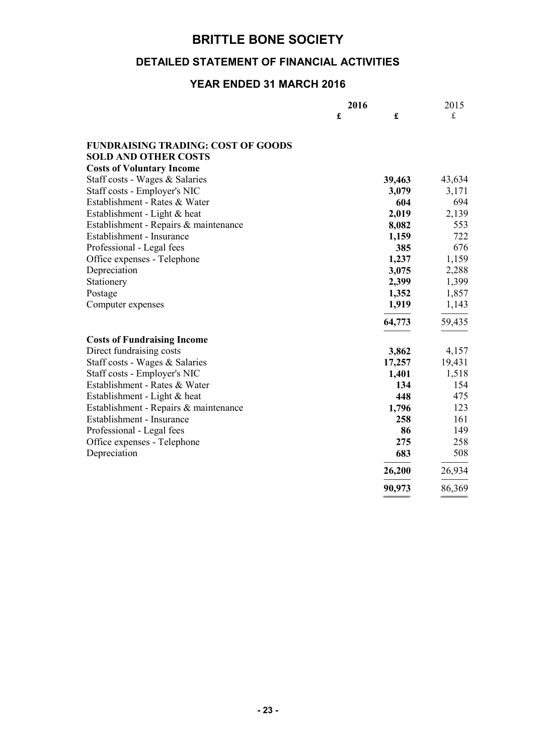# BRITTLE BONE SOCIETY

## DETAILED STATEMENT OF FINANCIAL ACTIVITIES

### YEAR ENDED 31 MARCH 2016

| | 2016 £ | 2016 £ | 2015 £ |
|---|---|---|---|
| **FUNDRAISING TRADING: COST OF GOODS SOLD AND OTHER COSTS** | | | |
| **Costs of Voluntary Income** | | | |
| Staff costs - Wages & Salaries | | **39,463** | 43,634 |
| Staff costs - Employer's NIC | | **3,079** | 3,171 |
| Establishment - Rates & Water | | **604** | 694 |
| Establishment - Light & heat | | **2,019** | 2,139 |
| Establishment - Repairs & maintenance | | **8,082** | 553 |
| Establishment - Insurance | | **1,159** | 722 |
| Professional - Legal fees | | **385** | 676 |
| Office expenses - Telephone | | **1,237** | 1,159 |
| Depreciation | | **3,075** | 2,288 |
| Stationery | | **2,399** | 1,399 |
| Postage | | **1,352** | 1,857 |
| Computer expenses | | **1,919** | 1,143 |
| | | **64,773** | 59,435 |
| **Costs of Fundraising Income** | | | |
| Direct fundraising costs | | **3,862** | 4,157 |
| Staff costs - Wages & Salaries | | **17,257** | 19,431 |
| Staff costs - Employer's NIC | | **1,401** | 1,518 |
| Establishment - Rates & Water | | **134** | 154 |
| Establishment - Light & heat | | **448** | 475 |
| Establishment - Repairs & maintenance | | **1,796** | 123 |
| Establishment - Insurance | | **258** | 161 |
| Professional - Legal fees | | **86** | 149 |
| Office expenses - Telephone | | **275** | 258 |
| Depreciation | | **683** | 508 |
| | | **26,200** | 26,934 |
| | | **90,973** | 86,369 |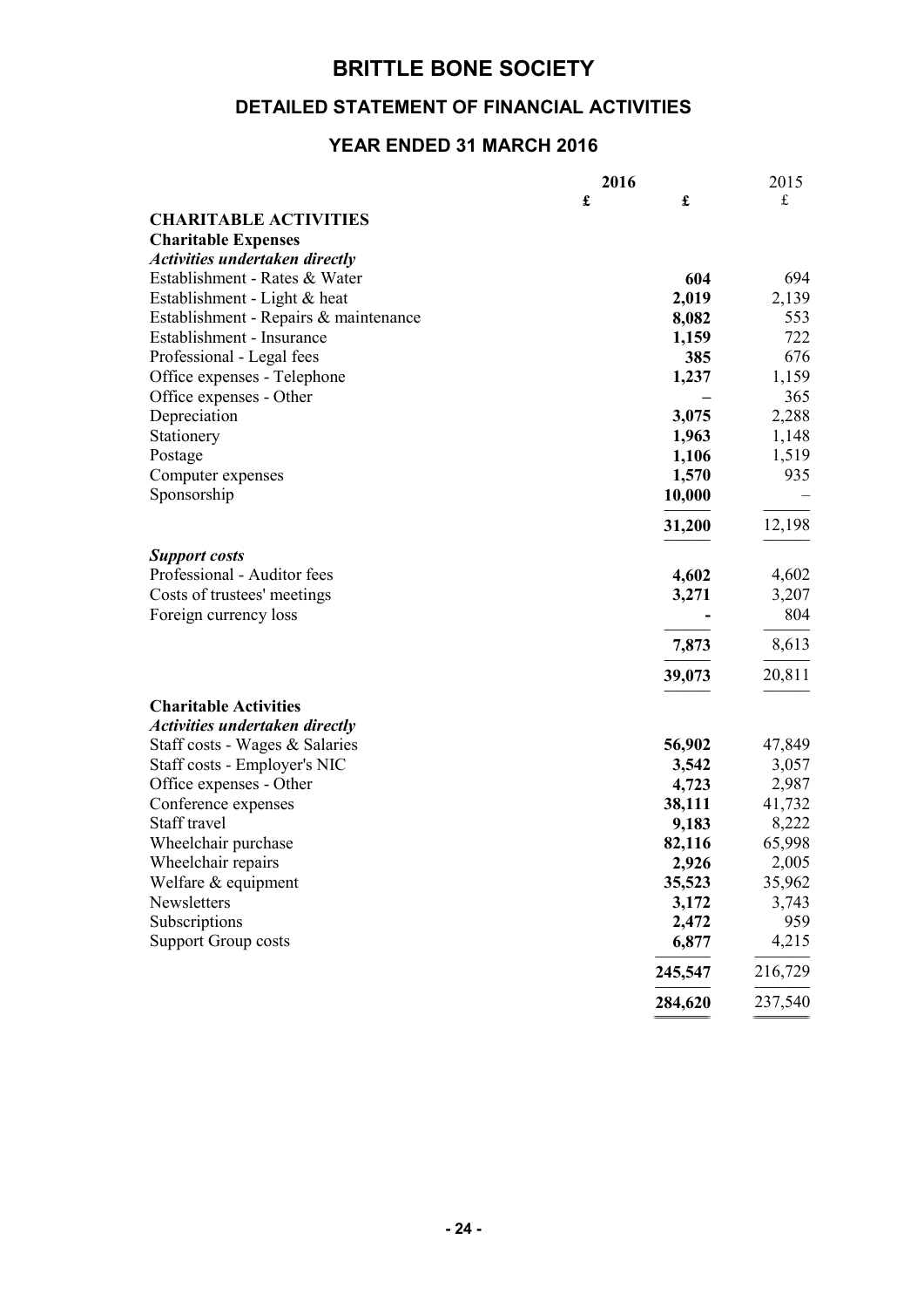# BRITTLE BONE SOCIETY

## DETAILED STATEMENT OF FINANCIAL ACTIVITIES

### YEAR ENDED 31 MARCH 2016

| | 2016 £ | 2016 £ | 2015 £ |
|---|---|---|---|
| **CHARITABLE ACTIVITIES** | | | |
| **Charitable Expenses** | | | |
| ***Activities undertaken directly*** | | | |
| Establishment - Rates & Water | | **604** | 694 |
| Establishment - Light & heat | | **2,019** | 2,139 |
| Establishment - Repairs & maintenance | | **8,082** | 553 |
| Establishment - Insurance | | **1,159** | 722 |
| Professional - Legal fees | | **385** | 676 |
| Office expenses - Telephone | | **1,237** | 1,159 |
| Office expenses - Other | | **–** | 365 |
| Depreciation | | **3,075** | 2,288 |
| Stationery | | **1,963** | 1,148 |
| Postage | | **1,106** | 1,519 |
| Computer expenses | | **1,570** | 935 |
| Sponsorship | | **10,000** | – |
| | | **31,200** | 12,198 |
| ***Support costs*** | | | |
| Professional - Auditor fees | | **4,602** | 4,602 |
| Costs of trustees' meetings | | **3,271** | 3,207 |
| Foreign currency loss | | **-** | 804 |
| | | **7,873** | 8,613 |
| | | **39,073** | 20,811 |
| **Charitable Activities** | | | |
| ***Activities undertaken directly*** | | | |
| Staff costs - Wages & Salaries | | **56,902** | 47,849 |
| Staff costs - Employer's NIC | | **3,542** | 3,057 |
| Office expenses - Other | | **4,723** | 2,987 |
| Conference expenses | | **38,111** | 41,732 |
| Staff travel | | **9,183** | 8,222 |
| Wheelchair purchase | | **82,116** | 65,998 |
| Wheelchair repairs | | **2,926** | 2,005 |
| Welfare & equipment | | **35,523** | 35,962 |
| Newsletters | | **3,172** | 3,743 |
| Subscriptions | | **2,472** | 959 |
| Support Group costs | | **6,877** | 4,215 |
| | | **245,547** | 216,729 |
| | | **284,620** | 237,540 |